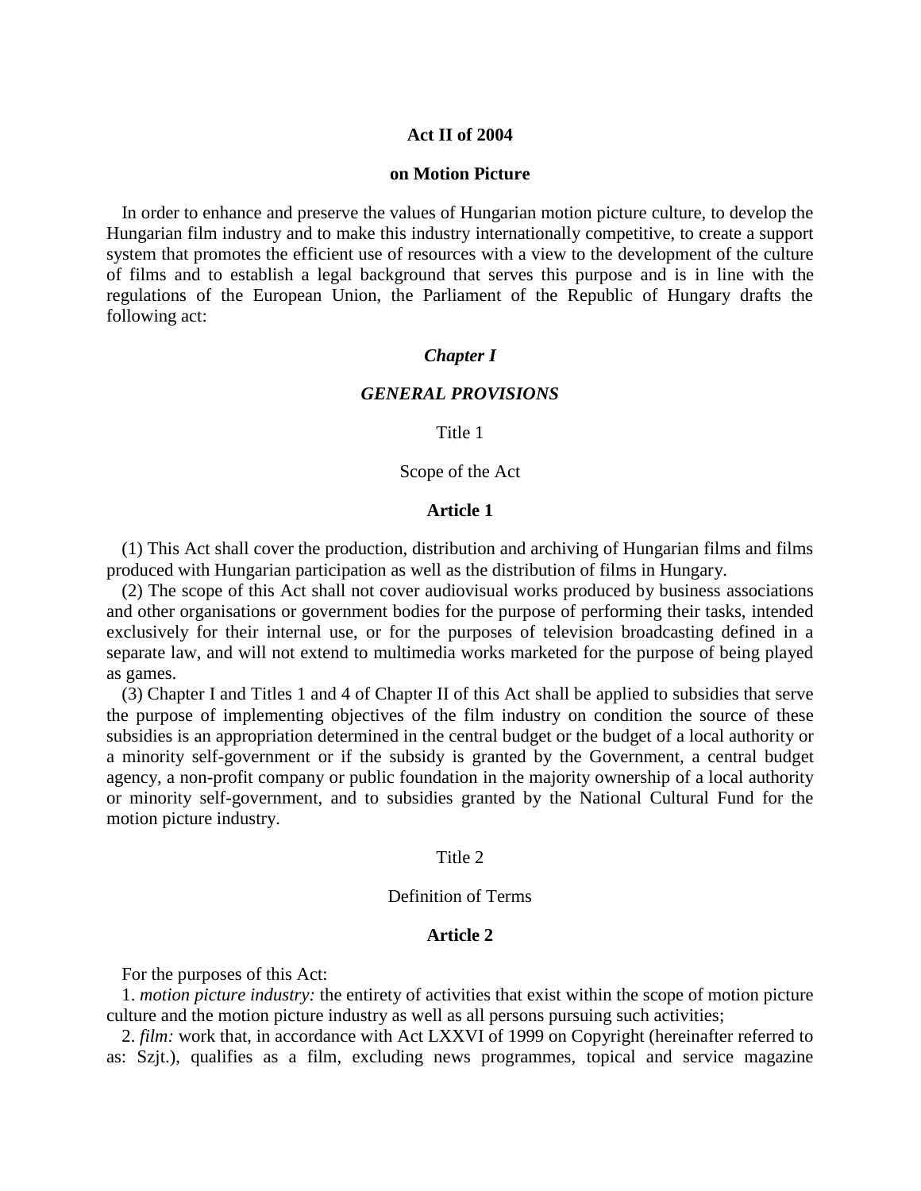# Act II of 2004

## on Motion Picture

In order to enhance and preserve the values of Hungarian motion picture culture, to develop the Hungarian film industry and to make this industry internationally competitive, to create a support system that promotes the efficient use of resources with a view to the development of the culture of films and to establish a legal background that serves this purpose and is in line with the regulations of the European Union, the Parliament of the Republic of Hungary drafts the following act:

## *Chapter I*

## *GENERAL PROVISIONS*

### Title 1

### Scope of the Act

#### Article 1

(1) This Act shall cover the production, distribution and archiving of Hungarian films and films produced with Hungarian participation as well as the distribution of films in Hungary.

(2) The scope of this Act shall not cover audiovisual works produced by business associations and other organisations or government bodies for the purpose of performing their tasks, intended exclusively for their internal use, or for the purposes of television broadcasting defined in a separate law, and will not extend to multimedia works marketed for the purpose of being played as games.

(3) Chapter I and Titles 1 and 4 of Chapter II of this Act shall be applied to subsidies that serve the purpose of implementing objectives of the film industry on condition the source of these subsidies is an appropriation determined in the central budget or the budget of a local authority or a minority self-government or if the subsidy is granted by the Government, a central budget agency, a non-profit company or public foundation in the majority ownership of a local authority or minority self-government, and to subsidies granted by the National Cultural Fund for the motion picture industry.

### Title 2

### Definition of Terms

#### Article 2

For the purposes of this Act:

1. *motion picture industry:* the entirety of activities that exist within the scope of motion picture culture and the motion picture industry as well as all persons pursuing such activities;

2. *film:* work that, in accordance with Act LXXVI of 1999 on Copyright (hereinafter referred to as: Szjt.), qualifies as a film, excluding news programmes, topical and service magazine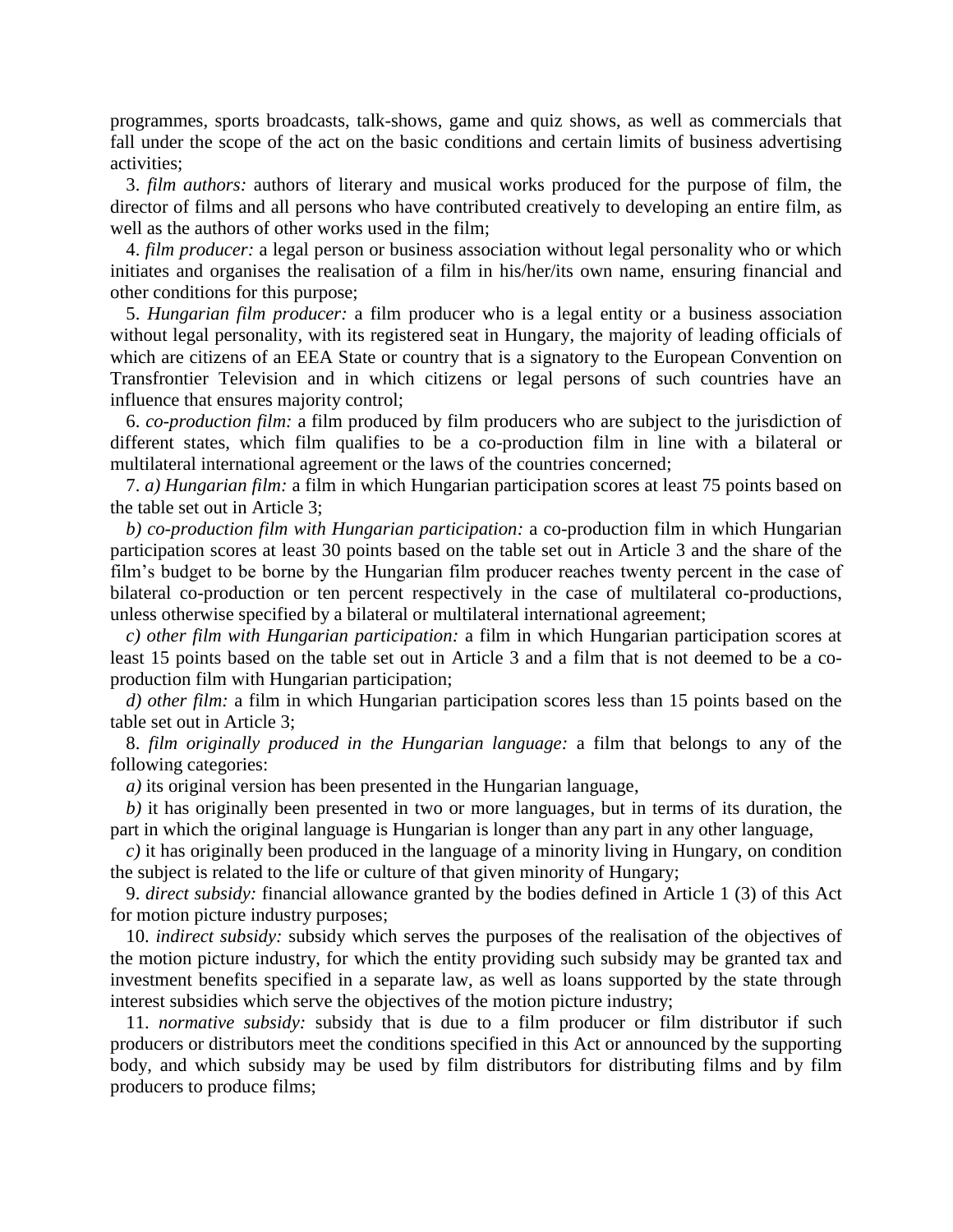programmes, sports broadcasts, talk-shows, game and quiz shows, as well as commercials that fall under the scope of the act on the basic conditions and certain limits of business advertising activities;

3. *film authors:* authors of literary and musical works produced for the purpose of film, the director of films and all persons who have contributed creatively to developing an entire film, as well as the authors of other works used in the film;

4. *film producer:* a legal person or business association without legal personality who or which initiates and organises the realisation of a film in his/her/its own name, ensuring financial and other conditions for this purpose;

5. *Hungarian film producer:* a film producer who is a legal entity or a business association without legal personality, with its registered seat in Hungary, the majority of leading officials of which are citizens of an EEA State or country that is a signatory to the European Convention on Transfrontier Television and in which citizens or legal persons of such countries have an influence that ensures majority control;

6. *co-production film:* a film produced by film producers who are subject to the jurisdiction of different states, which film qualifies to be a co-production film in line with a bilateral or multilateral international agreement or the laws of the countries concerned;

7. *a) Hungarian film:* a film in which Hungarian participation scores at least 75 points based on the table set out in Article 3;

*b) co-production film with Hungarian participation:* a co-production film in which Hungarian participation scores at least 30 points based on the table set out in Article 3 and the share of the film's budget to be borne by the Hungarian film producer reaches twenty percent in the case of bilateral co-production or ten percent respectively in the case of multilateral co-productions, unless otherwise specified by a bilateral or multilateral international agreement;

*c) other film with Hungarian participation:* a film in which Hungarian participation scores at least 15 points based on the table set out in Article 3 and a film that is not deemed to be a co-production film with Hungarian participation;

*d) other film:* a film in which Hungarian participation scores less than 15 points based on the table set out in Article 3;

8. *film originally produced in the Hungarian language:* a film that belongs to any of the following categories:

*a)* its original version has been presented in the Hungarian language,

*b)* it has originally been presented in two or more languages, but in terms of its duration, the part in which the original language is Hungarian is longer than any part in any other language,

*c)* it has originally been produced in the language of a minority living in Hungary, on condition the subject is related to the life or culture of that given minority of Hungary;

9. *direct subsidy:* financial allowance granted by the bodies defined in Article 1 (3) of this Act for motion picture industry purposes;

10. *indirect subsidy:* subsidy which serves the purposes of the realisation of the objectives of the motion picture industry, for which the entity providing such subsidy may be granted tax and investment benefits specified in a separate law, as well as loans supported by the state through interest subsidies which serve the objectives of the motion picture industry;

11. *normative subsidy:* subsidy that is due to a film producer or film distributor if such producers or distributors meet the conditions specified in this Act or announced by the supporting body, and which subsidy may be used by film distributors for distributing films and by film producers to produce films;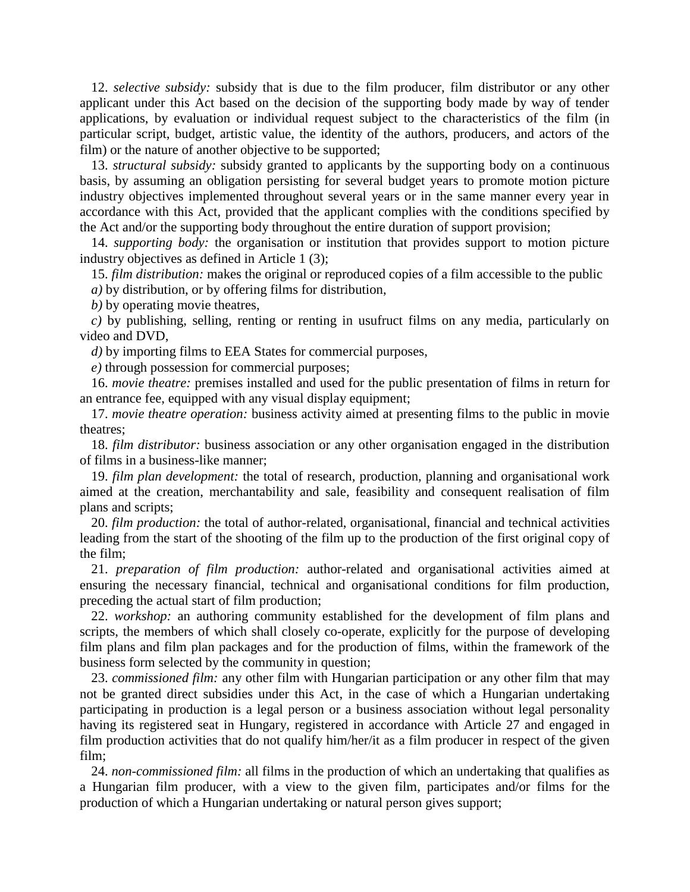12. *selective subsidy:* subsidy that is due to the film producer, film distributor or any other applicant under this Act based on the decision of the supporting body made by way of tender applications, by evaluation or individual request subject to the characteristics of the film (in particular script, budget, artistic value, the identity of the authors, producers, and actors of the film) or the nature of another objective to be supported;

13. *structural subsidy:* subsidy granted to applicants by the supporting body on a continuous basis, by assuming an obligation persisting for several budget years to promote motion picture industry objectives implemented throughout several years or in the same manner every year in accordance with this Act, provided that the applicant complies with the conditions specified by the Act and/or the supporting body throughout the entire duration of support provision;

14. *supporting body:* the organisation or institution that provides support to motion picture industry objectives as defined in Article 1 (3);

15. *film distribution:* makes the original or reproduced copies of a film accessible to the public

*a)* by distribution, or by offering films for distribution,

*b)* by operating movie theatres,

*c)* by publishing, selling, renting or renting in usufruct films on any media, particularly on video and DVD,

*d)* by importing films to EEA States for commercial purposes,

*e)* through possession for commercial purposes;

16. *movie theatre:* premises installed and used for the public presentation of films in return for an entrance fee, equipped with any visual display equipment;

17. *movie theatre operation:* business activity aimed at presenting films to the public in movie theatres;

18. *film distributor:* business association or any other organisation engaged in the distribution of films in a business-like manner;

19. *film plan development:* the total of research, production, planning and organisational work aimed at the creation, merchantability and sale, feasibility and consequent realisation of film plans and scripts;

20. *film production:* the total of author-related, organisational, financial and technical activities leading from the start of the shooting of the film up to the production of the first original copy of the film;

21. *preparation of film production:* author-related and organisational activities aimed at ensuring the necessary financial, technical and organisational conditions for film production, preceding the actual start of film production;

22. *workshop:* an authoring community established for the development of film plans and scripts, the members of which shall closely co-operate, explicitly for the purpose of developing film plans and film plan packages and for the production of films, within the framework of the business form selected by the community in question;

23. *commissioned film:* any other film with Hungarian participation or any other film that may not be granted direct subsidies under this Act, in the case of which a Hungarian undertaking participating in production is a legal person or a business association without legal personality having its registered seat in Hungary, registered in accordance with Article 27 and engaged in film production activities that do not qualify him/her/it as a film producer in respect of the given film;

24. *non-commissioned film:* all films in the production of which an undertaking that qualifies as a Hungarian film producer, with a view to the given film, participates and/or films for the production of which a Hungarian undertaking or natural person gives support;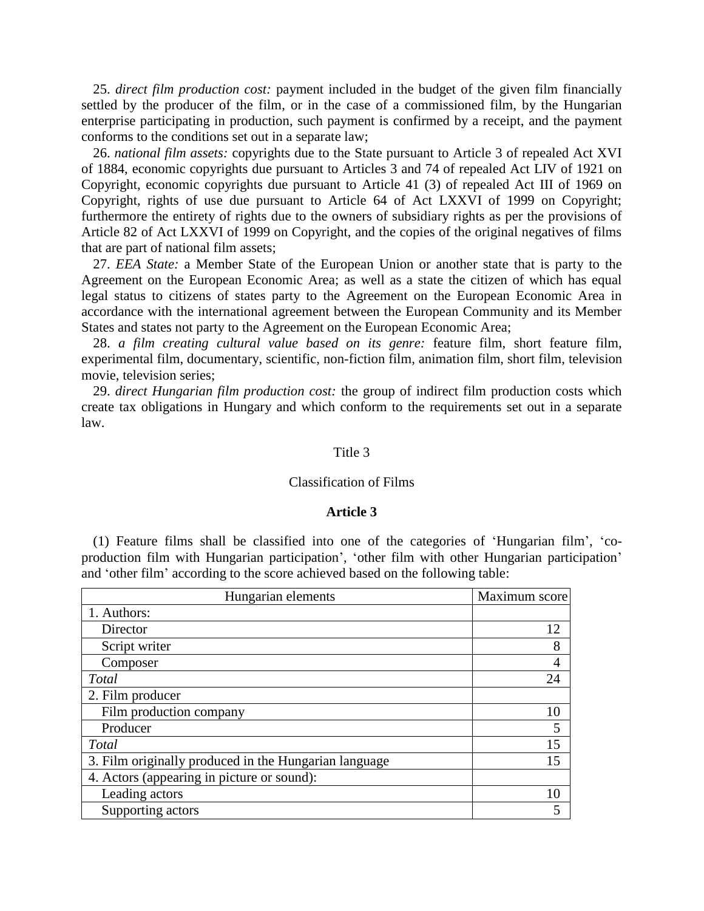25. *direct film production cost:* payment included in the budget of the given film financially settled by the producer of the film, or in the case of a commissioned film, by the Hungarian enterprise participating in production, such payment is confirmed by a receipt, and the payment conforms to the conditions set out in a separate law;

26. *national film assets:* copyrights due to the State pursuant to Article 3 of repealed Act XVI of 1884, economic copyrights due pursuant to Articles 3 and 74 of repealed Act LIV of 1921 on Copyright, economic copyrights due pursuant to Article 41 (3) of repealed Act III of 1969 on Copyright, rights of use due pursuant to Article 64 of Act LXXVI of 1999 on Copyright; furthermore the entirety of rights due to the owners of subsidiary rights as per the provisions of Article 82 of Act LXXVI of 1999 on Copyright, and the copies of the original negatives of films that are part of national film assets;

27. *EEA State:* a Member State of the European Union or another state that is party to the Agreement on the European Economic Area; as well as a state the citizen of which has equal legal status to citizens of states party to the Agreement on the European Economic Area in accordance with the international agreement between the European Community and its Member States and states not party to the Agreement on the European Economic Area;

28. *a film creating cultural value based on its genre:* feature film, short feature film, experimental film, documentary, scientific, non-fiction film, animation film, short film, television movie, television series;

29. *direct Hungarian film production cost:* the group of indirect film production costs which create tax obligations in Hungary and which conform to the requirements set out in a separate law.

## Title 3

## Classification of Films

### Article 3

(1) Feature films shall be classified into one of the categories of 'Hungarian film', 'co-production film with Hungarian participation', 'other film with other Hungarian participation' and 'other film' according to the score achieved based on the following table:

| Hungarian elements | Maximum score |
|---|---|
| 1. Authors: | |
| Director | 12 |
| Script writer | 8 |
| Composer | 4 |
| *Total* | 24 |
| 2. Film producer | |
| Film production company | 10 |
| Producer | 5 |
| *Total* | 15 |
| 3. Film originally produced in the Hungarian language | 15 |
| 4. Actors (appearing in picture or sound): | |
| Leading actors | 10 |
| Supporting actors | 5 |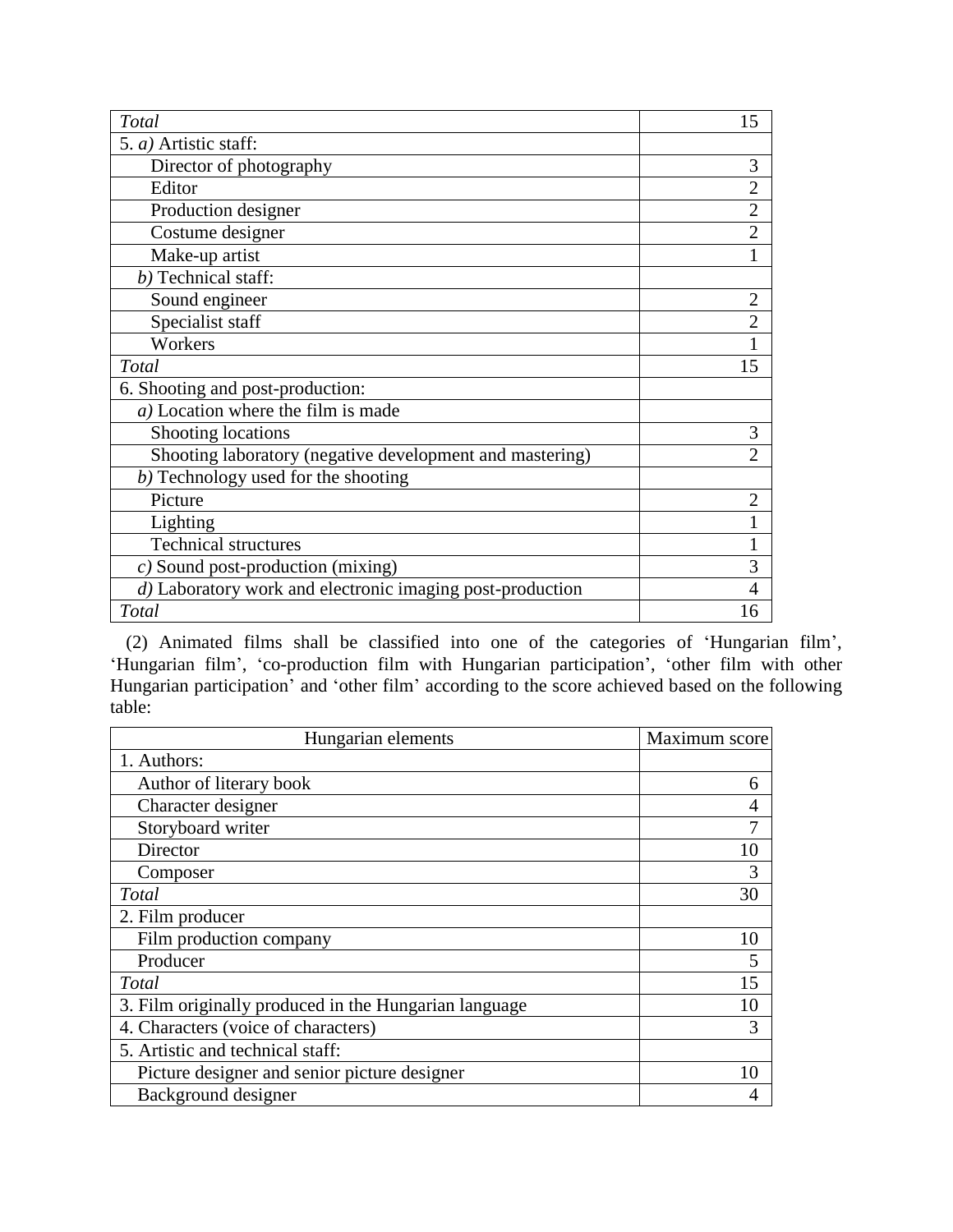| | |
|---|---|
| *Total* | 15 |
| 5. *a)* Artistic staff: | |
| Director of photography | 3 |
| Editor | 2 |
| Production designer | 2 |
| Costume designer | 2 |
| Make-up artist | 1 |
| *b)* Technical staff: | |
| Sound engineer | 2 |
| Specialist staff | 2 |
| Workers | 1 |
| *Total* | 15 |
| 6. Shooting and post-production: | |
| *a)* Location where the film is made | |
| Shooting locations | 3 |
| Shooting laboratory (negative development and mastering) | 2 |
| *b)* Technology used for the shooting | |
| Picture | 2 |
| Lighting | 1 |
| Technical structures | 1 |
| *c)* Sound post-production (mixing) | 3 |
| *d)* Laboratory work and electronic imaging post-production | 4 |
| *Total* | 16 |

(2) Animated films shall be classified into one of the categories of 'Hungarian film', 'Hungarian film', 'co-production film with Hungarian participation', 'other film with other Hungarian participation' and 'other film' according to the score achieved based on the following table:

| Hungarian elements | Maximum score |
|---|---|
| 1. Authors: | |
| Author of literary book | 6 |
| Character designer | 4 |
| Storyboard writer | 7 |
| Director | 10 |
| Composer | 3 |
| *Total* | 30 |
| 2. Film producer | |
| Film production company | 10 |
| Producer | 5 |
| *Total* | 15 |
| 3. Film originally produced in the Hungarian language | 10 |
| 4. Characters (voice of characters) | 3 |
| 5. Artistic and technical staff: | |
| Picture designer and senior picture designer | 10 |
| Background designer | 4 |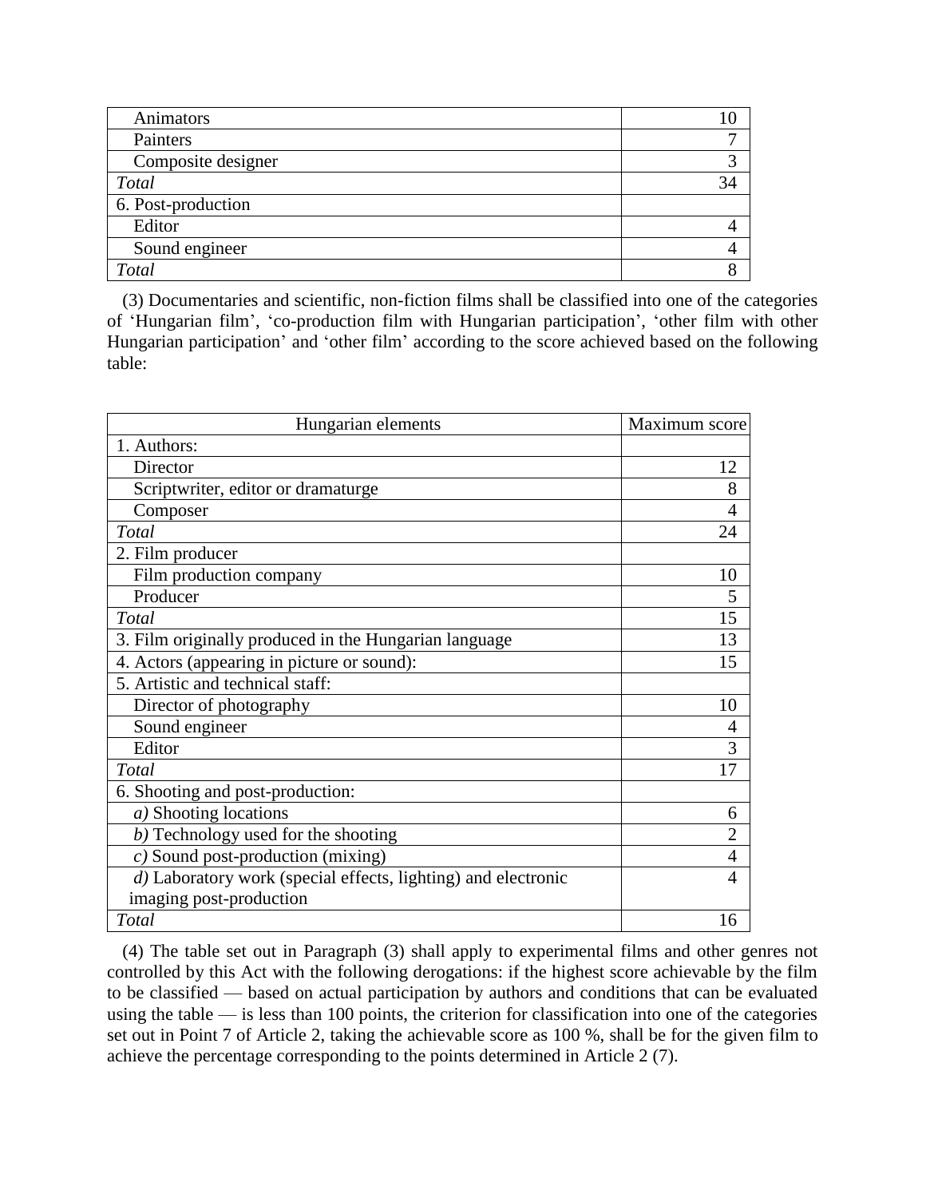| | |
|---|---|
| Animators | 10 |
| Painters | 7 |
| Composite designer | 3 |
| *Total* | 34 |
| 6. Post-production | |
| Editor | 4 |
| Sound engineer | 4 |
| *Total* | 8 |

(3) Documentaries and scientific, non-fiction films shall be classified into one of the categories of 'Hungarian film', 'co-production film with Hungarian participation', 'other film with other Hungarian participation' and 'other film' according to the score achieved based on the following table:

| Hungarian elements | Maximum score |
|---|---|
| 1. Authors: | |
| Director | 12 |
| Scriptwriter, editor or dramaturge | 8 |
| Composer | 4 |
| *Total* | 24 |
| 2. Film producer | |
| Film production company | 10 |
| Producer | 5 |
| *Total* | 15 |
| 3. Film originally produced in the Hungarian language | 13 |
| 4. Actors (appearing in picture or sound): | 15 |
| 5. Artistic and technical staff: | |
| Director of photography | 10 |
| Sound engineer | 4 |
| Editor | 3 |
| *Total* | 17 |
| 6. Shooting and post-production: | |
| *a)* Shooting locations | 6 |
| *b)* Technology used for the shooting | 2 |
| *c)* Sound post-production (mixing) | 4 |
| *d)* Laboratory work (special effects, lighting) and electronic imaging post-production | 4 |
| *Total* | 16 |

(4) The table set out in Paragraph (3) shall apply to experimental films and other genres not controlled by this Act with the following derogations: if the highest score achievable by the film to be classified — based on actual participation by authors and conditions that can be evaluated using the table — is less than 100 points, the criterion for classification into one of the categories set out in Point 7 of Article 2, taking the achievable score as 100 %, shall be for the given film to achieve the percentage corresponding to the points determined in Article 2 (7).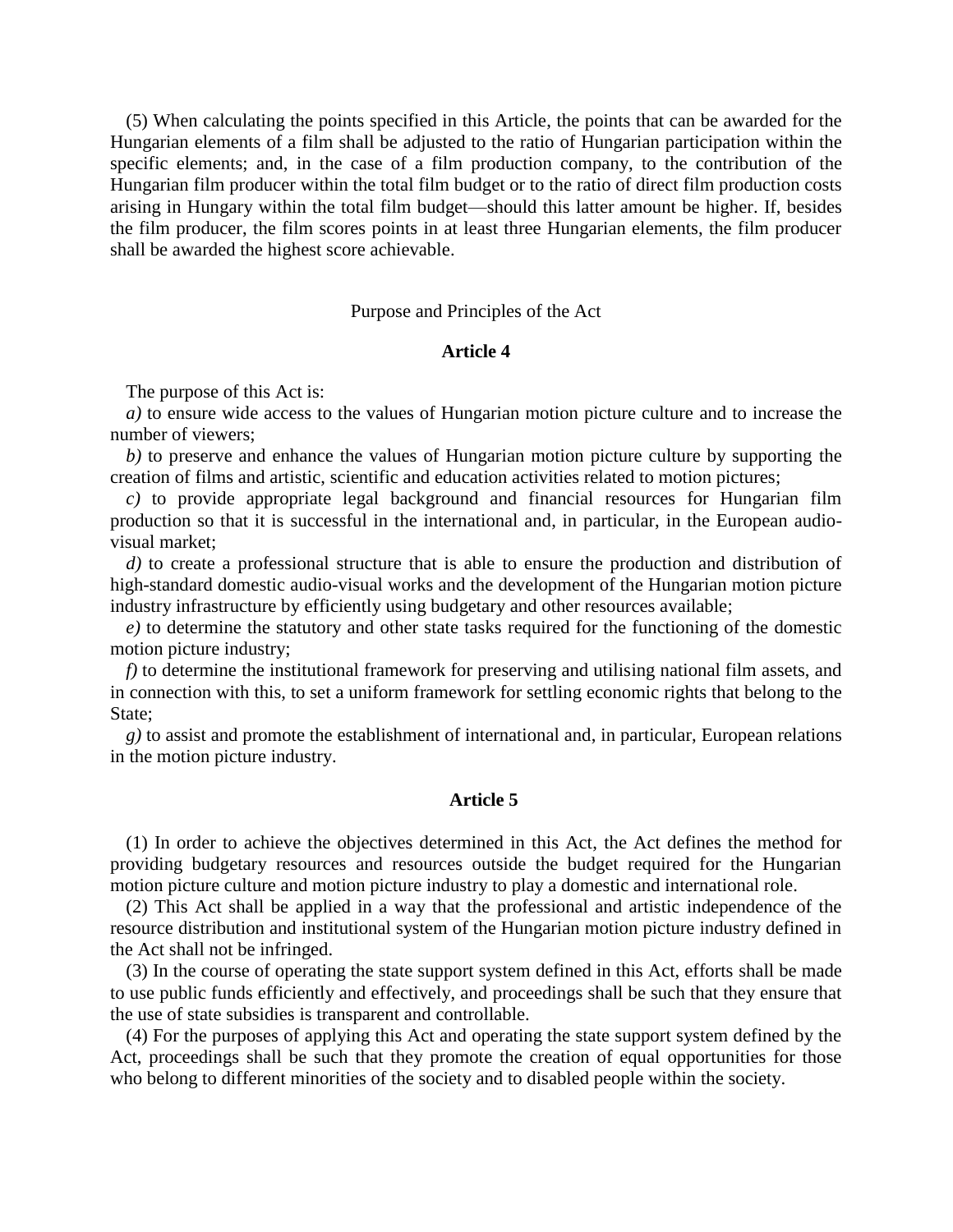(5) When calculating the points specified in this Article, the points that can be awarded for the Hungarian elements of a film shall be adjusted to the ratio of Hungarian participation within the specific elements; and, in the case of a film production company, to the contribution of the Hungarian film producer within the total film budget or to the ratio of direct film production costs arising in Hungary within the total film budget—should this latter amount be higher. If, besides the film producer, the film scores points in at least three Hungarian elements, the film producer shall be awarded the highest score achievable.

Purpose and Principles of the Act

**Article 4**

The purpose of this Act is:

*a)* to ensure wide access to the values of Hungarian motion picture culture and to increase the number of viewers;

*b)* to preserve and enhance the values of Hungarian motion picture culture by supporting the creation of films and artistic, scientific and education activities related to motion pictures;

*c)* to provide appropriate legal background and financial resources for Hungarian film production so that it is successful in the international and, in particular, in the European audio-visual market;

*d)* to create a professional structure that is able to ensure the production and distribution of high-standard domestic audio-visual works and the development of the Hungarian motion picture industry infrastructure by efficiently using budgetary and other resources available;

*e)* to determine the statutory and other state tasks required for the functioning of the domestic motion picture industry;

*f)* to determine the institutional framework for preserving and utilising national film assets, and in connection with this, to set a uniform framework for settling economic rights that belong to the State;

*g)* to assist and promote the establishment of international and, in particular, European relations in the motion picture industry.

**Article 5**

(1) In order to achieve the objectives determined in this Act, the Act defines the method for providing budgetary resources and resources outside the budget required for the Hungarian motion picture culture and motion picture industry to play a domestic and international role.

(2) This Act shall be applied in a way that the professional and artistic independence of the resource distribution and institutional system of the Hungarian motion picture industry defined in the Act shall not be infringed.

(3) In the course of operating the state support system defined in this Act, efforts shall be made to use public funds efficiently and effectively, and proceedings shall be such that they ensure that the use of state subsidies is transparent and controllable.

(4) For the purposes of applying this Act and operating the state support system defined by the Act, proceedings shall be such that they promote the creation of equal opportunities for those who belong to different minorities of the society and to disabled people within the society.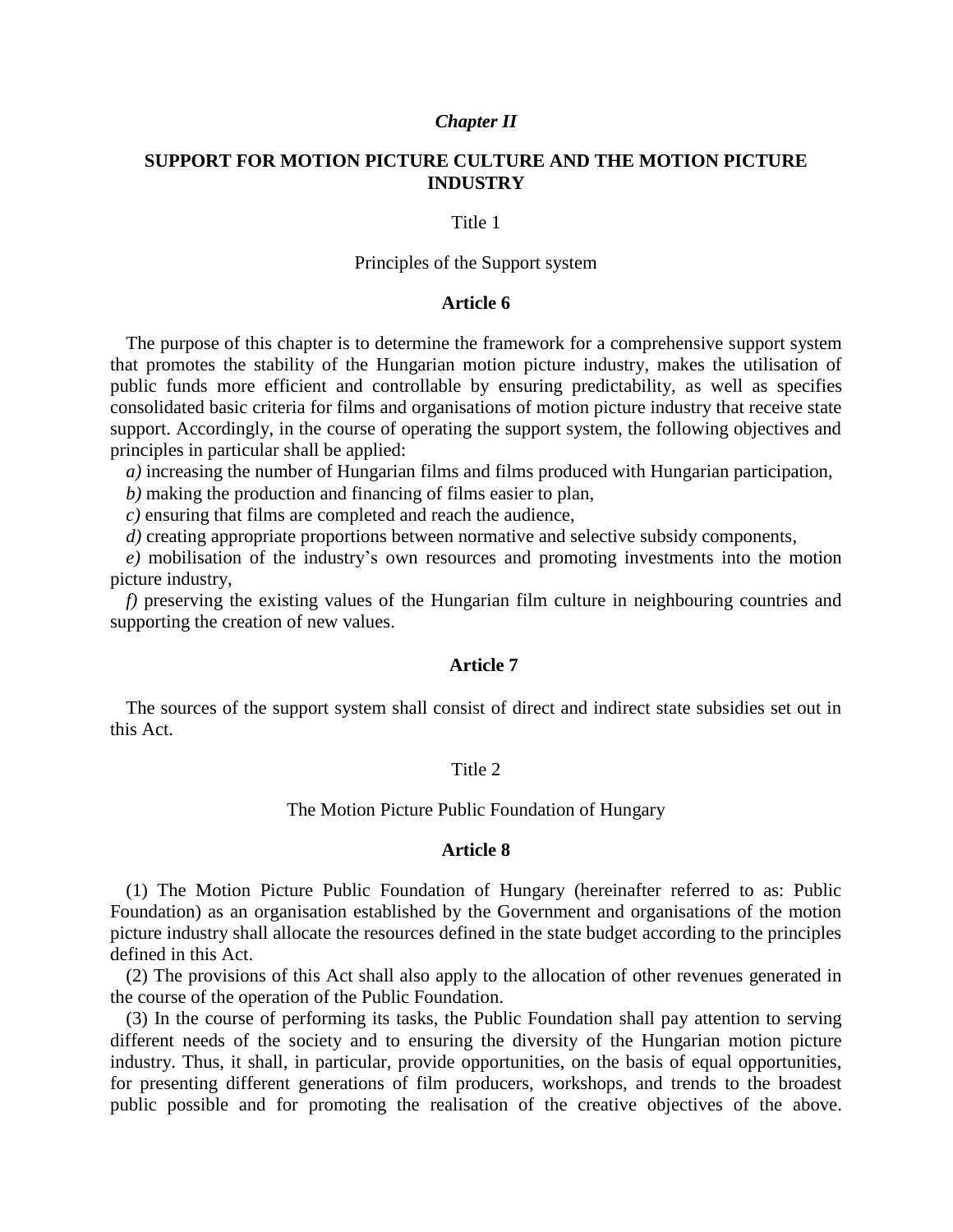## *Chapter II*

## SUPPORT FOR MOTION PICTURE CULTURE AND THE MOTION PICTURE INDUSTRY

### Title 1

### Principles of the Support system

#### Article 6

The purpose of this chapter is to determine the framework for a comprehensive support system that promotes the stability of the Hungarian motion picture industry, makes the utilisation of public funds more efficient and controllable by ensuring predictability, as well as specifies consolidated basic criteria for films and organisations of motion picture industry that receive state support. Accordingly, in the course of operating the support system, the following objectives and principles in particular shall be applied:

*a)* increasing the number of Hungarian films and films produced with Hungarian participation,

*b)* making the production and financing of films easier to plan,

*c)* ensuring that films are completed and reach the audience,

*d)* creating appropriate proportions between normative and selective subsidy components,

*e)* mobilisation of the industry's own resources and promoting investments into the motion picture industry,

*f)* preserving the existing values of the Hungarian film culture in neighbouring countries and supporting the creation of new values.

#### Article 7

The sources of the support system shall consist of direct and indirect state subsidies set out in this Act.

### Title 2

### The Motion Picture Public Foundation of Hungary

#### Article 8

(1) The Motion Picture Public Foundation of Hungary (hereinafter referred to as: Public Foundation) as an organisation established by the Government and organisations of the motion picture industry shall allocate the resources defined in the state budget according to the principles defined in this Act.

(2) The provisions of this Act shall also apply to the allocation of other revenues generated in the course of the operation of the Public Foundation.

(3) In the course of performing its tasks, the Public Foundation shall pay attention to serving different needs of the society and to ensuring the diversity of the Hungarian motion picture industry. Thus, it shall, in particular, provide opportunities, on the basis of equal opportunities, for presenting different generations of film producers, workshops, and trends to the broadest public possible and for promoting the realisation of the creative objectives of the above.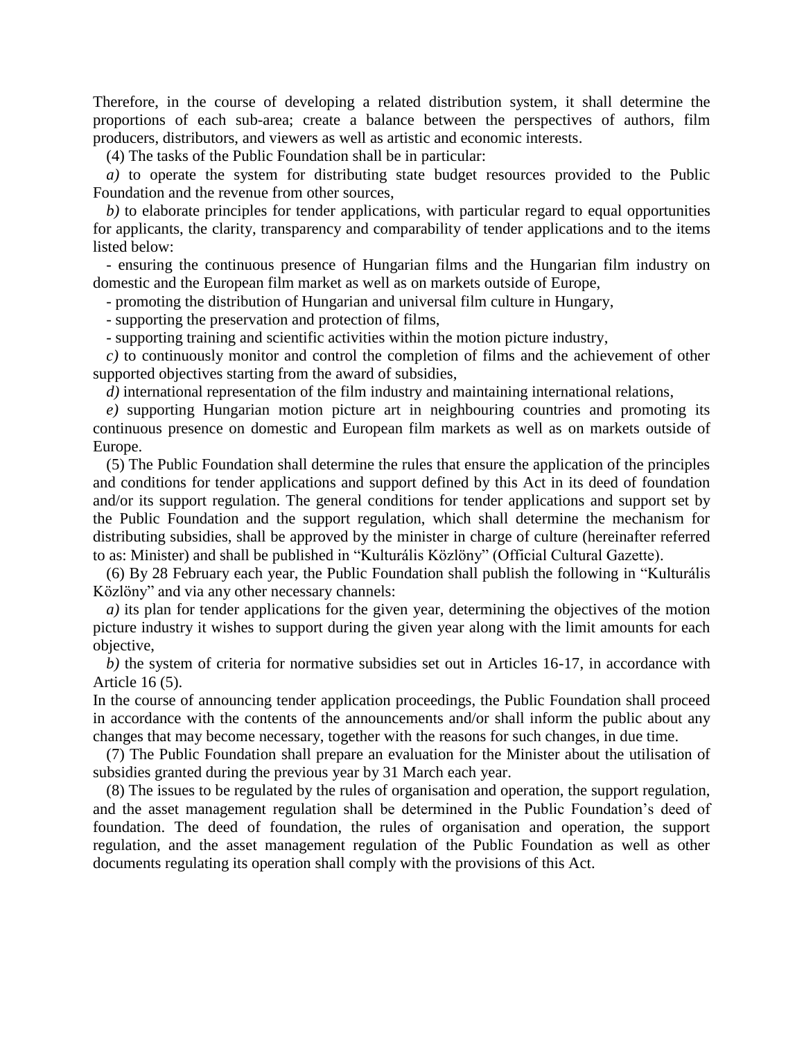Therefore, in the course of developing a related distribution system, it shall determine the proportions of each sub-area; create a balance between the perspectives of authors, film producers, distributors, and viewers as well as artistic and economic interests.

(4) The tasks of the Public Foundation shall be in particular:

*a)* to operate the system for distributing state budget resources provided to the Public Foundation and the revenue from other sources,

*b)* to elaborate principles for tender applications, with particular regard to equal opportunities for applicants, the clarity, transparency and comparability of tender applications and to the items listed below:

- ensuring the continuous presence of Hungarian films and the Hungarian film industry on domestic and the European film market as well as on markets outside of Europe,
- promoting the distribution of Hungarian and universal film culture in Hungary,
- supporting the preservation and protection of films,
- supporting training and scientific activities within the motion picture industry,

*c)* to continuously monitor and control the completion of films and the achievement of other supported objectives starting from the award of subsidies,

*d)* international representation of the film industry and maintaining international relations,

*e)* supporting Hungarian motion picture art in neighbouring countries and promoting its continuous presence on domestic and European film markets as well as on markets outside of Europe.

(5) The Public Foundation shall determine the rules that ensure the application of the principles and conditions for tender applications and support defined by this Act in its deed of foundation and/or its support regulation. The general conditions for tender applications and support set by the Public Foundation and the support regulation, which shall determine the mechanism for distributing subsidies, shall be approved by the minister in charge of culture (hereinafter referred to as: Minister) and shall be published in "Kulturális Közlöny" (Official Cultural Gazette).

(6) By 28 February each year, the Public Foundation shall publish the following in "Kulturális Közlöny" and via any other necessary channels:

*a)* its plan for tender applications for the given year, determining the objectives of the motion picture industry it wishes to support during the given year along with the limit amounts for each objective,

*b)* the system of criteria for normative subsidies set out in Articles 16-17, in accordance with Article 16 (5).

In the course of announcing tender application proceedings, the Public Foundation shall proceed in accordance with the contents of the announcements and/or shall inform the public about any changes that may become necessary, together with the reasons for such changes, in due time.

(7) The Public Foundation shall prepare an evaluation for the Minister about the utilisation of subsidies granted during the previous year by 31 March each year.

(8) The issues to be regulated by the rules of organisation and operation, the support regulation, and the asset management regulation shall be determined in the Public Foundation's deed of foundation. The deed of foundation, the rules of organisation and operation, the support regulation, and the asset management regulation of the Public Foundation as well as other documents regulating its operation shall comply with the provisions of this Act.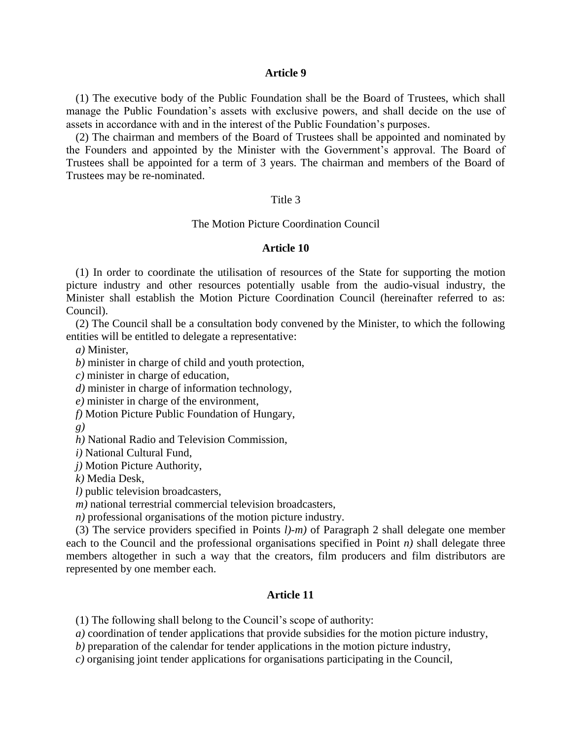**Article 9**

(1) The executive body of the Public Foundation shall be the Board of Trustees, which shall manage the Public Foundation's assets with exclusive powers, and shall decide on the use of assets in accordance with and in the interest of the Public Foundation's purposes.

(2) The chairman and members of the Board of Trustees shall be appointed and nominated by the Founders and appointed by the Minister with the Government's approval. The Board of Trustees shall be appointed for a term of 3 years. The chairman and members of the Board of Trustees may be re-nominated.

Title 3

The Motion Picture Coordination Council

**Article 10**

(1) In order to coordinate the utilisation of resources of the State for supporting the motion picture industry and other resources potentially usable from the audio-visual industry, the Minister shall establish the Motion Picture Coordination Council (hereinafter referred to as: Council).

(2) The Council shall be a consultation body convened by the Minister, to which the following entities will be entitled to delegate a representative:

*a)* Minister,

*b)* minister in charge of child and youth protection,

*c)* minister in charge of education,

*d)* minister in charge of information technology,

*e)* minister in charge of the environment,

*f)* Motion Picture Public Foundation of Hungary,

*g)*

*h)* National Radio and Television Commission,

*i)* National Cultural Fund,

*j)* Motion Picture Authority,

*k)* Media Desk,

*l)* public television broadcasters,

*m)* national terrestrial commercial television broadcasters,

*n)* professional organisations of the motion picture industry.

(3) The service providers specified in Points *l)-m)* of Paragraph 2 shall delegate one member each to the Council and the professional organisations specified in Point *n)* shall delegate three members altogether in such a way that the creators, film producers and film distributors are represented by one member each.

**Article 11**

(1) The following shall belong to the Council's scope of authority:

*a)* coordination of tender applications that provide subsidies for the motion picture industry,

*b)* preparation of the calendar for tender applications in the motion picture industry,

*c)* organising joint tender applications for organisations participating in the Council,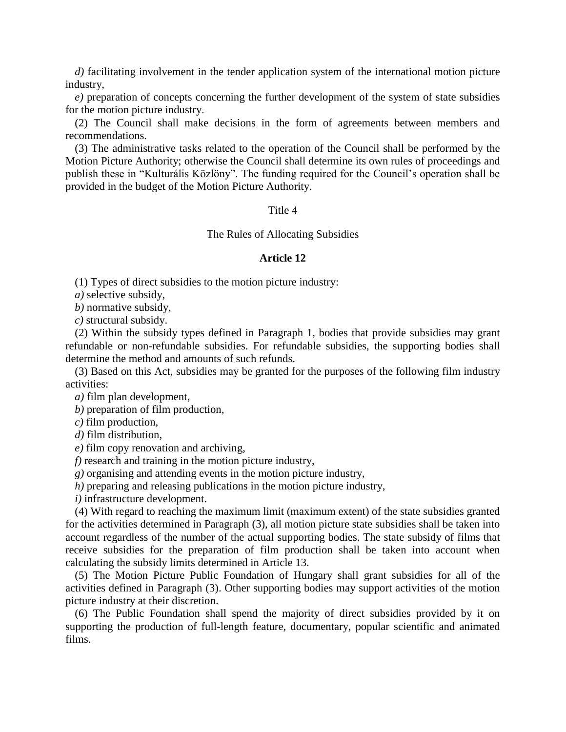*d)* facilitating involvement in the tender application system of the international motion picture industry,

*e)* preparation of concepts concerning the further development of the system of state subsidies for the motion picture industry.

(2) The Council shall make decisions in the form of agreements between members and recommendations.

(3) The administrative tasks related to the operation of the Council shall be performed by the Motion Picture Authority; otherwise the Council shall determine its own rules of proceedings and publish these in "Kulturális Közlöny". The funding required for the Council's operation shall be provided in the budget of the Motion Picture Authority.

Title 4

The Rules of Allocating Subsidies

**Article 12**

(1) Types of direct subsidies to the motion picture industry:

*a)* selective subsidy,

*b)* normative subsidy,

*c)* structural subsidy.

(2) Within the subsidy types defined in Paragraph 1, bodies that provide subsidies may grant refundable or non-refundable subsidies. For refundable subsidies, the supporting bodies shall determine the method and amounts of such refunds.

(3) Based on this Act, subsidies may be granted for the purposes of the following film industry activities:

*a)* film plan development,

*b)* preparation of film production,

*c)* film production,

*d)* film distribution,

*e)* film copy renovation and archiving,

*f)* research and training in the motion picture industry,

*g)* organising and attending events in the motion picture industry,

*h)* preparing and releasing publications in the motion picture industry,

*i)* infrastructure development.

(4) With regard to reaching the maximum limit (maximum extent) of the state subsidies granted for the activities determined in Paragraph (3), all motion picture state subsidies shall be taken into account regardless of the number of the actual supporting bodies. The state subsidy of films that receive subsidies for the preparation of film production shall be taken into account when calculating the subsidy limits determined in Article 13.

(5) The Motion Picture Public Foundation of Hungary shall grant subsidies for all of the activities defined in Paragraph (3). Other supporting bodies may support activities of the motion picture industry at their discretion.

(6) The Public Foundation shall spend the majority of direct subsidies provided by it on supporting the production of full-length feature, documentary, popular scientific and animated films.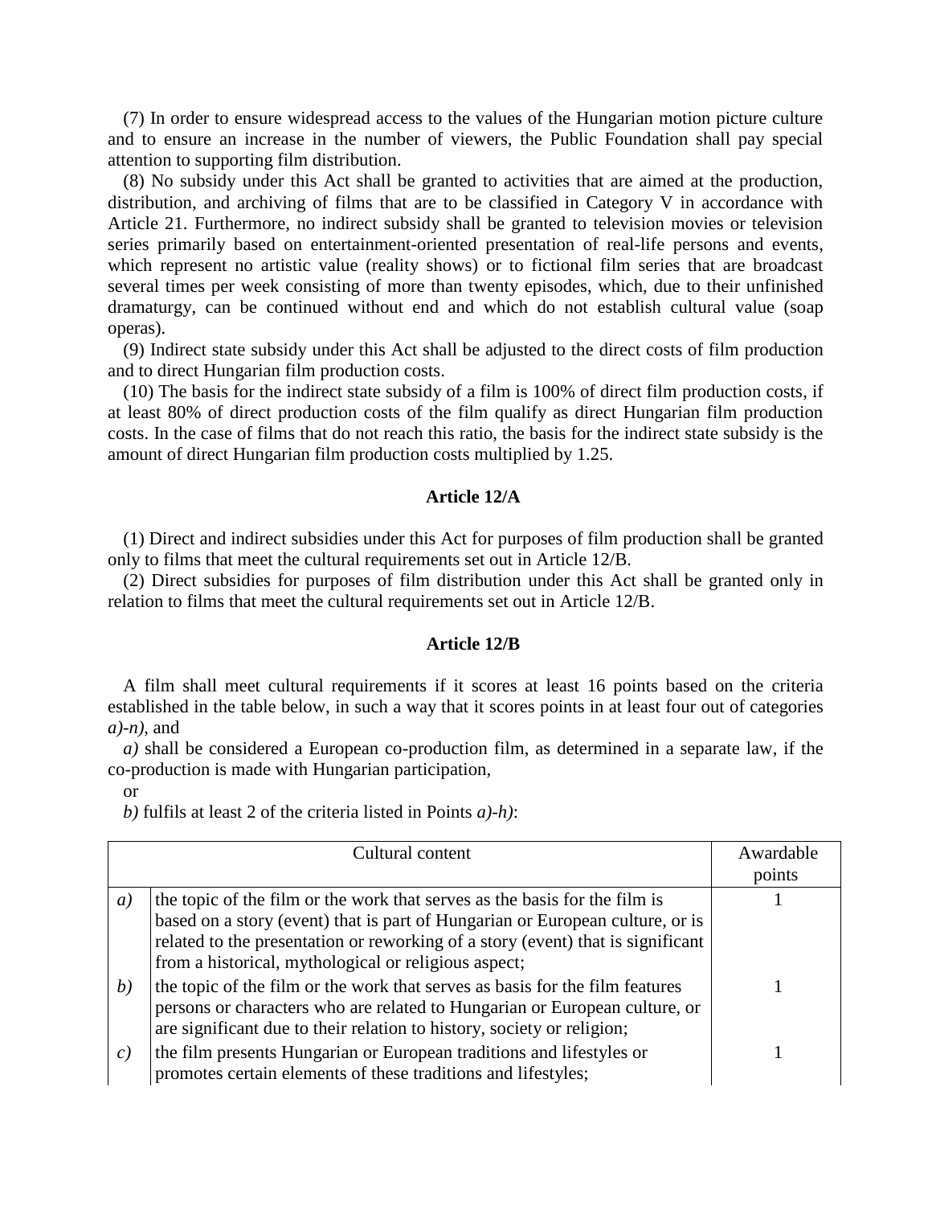(7) In order to ensure widespread access to the values of the Hungarian motion picture culture and to ensure an increase in the number of viewers, the Public Foundation shall pay special attention to supporting film distribution.

(8) No subsidy under this Act shall be granted to activities that are aimed at the production, distribution, and archiving of films that are to be classified in Category V in accordance with Article 21. Furthermore, no indirect subsidy shall be granted to television movies or television series primarily based on entertainment-oriented presentation of real-life persons and events, which represent no artistic value (reality shows) or to fictional film series that are broadcast several times per week consisting of more than twenty episodes, which, due to their unfinished dramaturgy, can be continued without end and which do not establish cultural value (soap operas).

(9) Indirect state subsidy under this Act shall be adjusted to the direct costs of film production and to direct Hungarian film production costs.

(10) The basis for the indirect state subsidy of a film is 100% of direct film production costs, if at least 80% of direct production costs of the film qualify as direct Hungarian film production costs. In the case of films that do not reach this ratio, the basis for the indirect state subsidy is the amount of direct Hungarian film production costs multiplied by 1.25.

### Article 12/A

(1) Direct and indirect subsidies under this Act for purposes of film production shall be granted only to films that meet the cultural requirements set out in Article 12/B.

(2) Direct subsidies for purposes of film distribution under this Act shall be granted only in relation to films that meet the cultural requirements set out in Article 12/B.

### Article 12/B

A film shall meet cultural requirements if it scores at least 16 points based on the criteria established in the table below, in such a way that it scores points in at least four out of categories *a)-n)*, and

*a)* shall be considered a European co-production film, as determined in a separate law, if the co-production is made with Hungarian participation,

or

*b)* fulfils at least 2 of the criteria listed in Points *a)-h)*:

| | Cultural content | Awardable points |
|---|---|---|
| *a)* | the topic of the film or the work that serves as the basis for the film is based on a story (event) that is part of Hungarian or European culture, or is related to the presentation or reworking of a story (event) that is significant from a historical, mythological or religious aspect; | 1 |
| *b)* | the topic of the film or the work that serves as basis for the film features persons or characters who are related to Hungarian or European culture, or are significant due to their relation to history, society or religion; | 1 |
| *c)* | the film presents Hungarian or European traditions and lifestyles or promotes certain elements of these traditions and lifestyles; | 1 |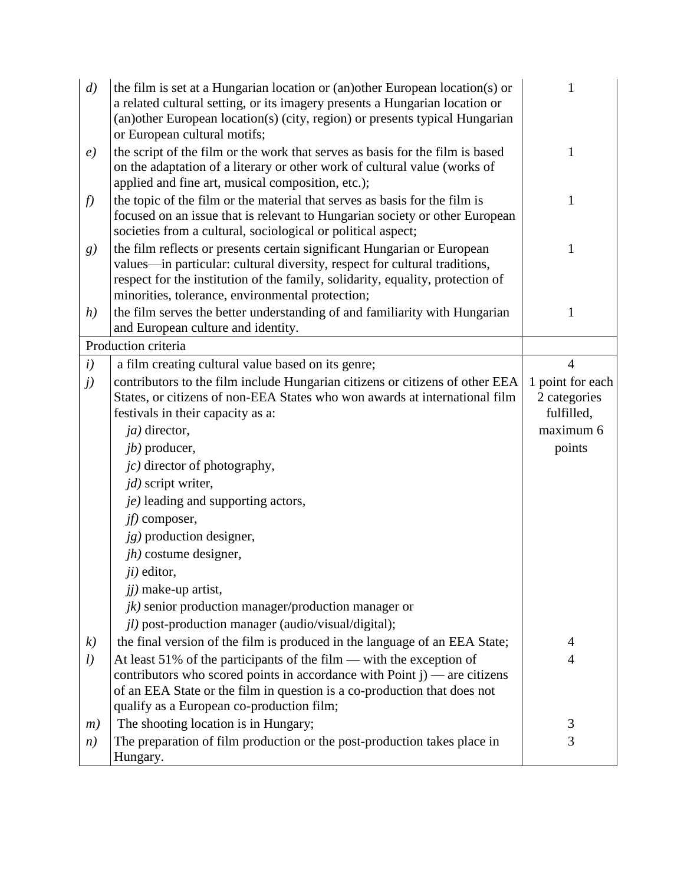| | | |
|---|---|---|
| *d)* | the film is set at a Hungarian location or (an)other European location(s) or a related cultural setting, or its imagery presents a Hungarian location or (an)other European location(s) (city, region) or presents typical Hungarian or European cultural motifs; | 1 |
| *e)* | the script of the film or the work that serves as basis for the film is based on the adaptation of a literary or other work of cultural value (works of applied and fine art, musical composition, etc.); | 1 |
| *f)* | the topic of the film or the material that serves as basis for the film is focused on an issue that is relevant to Hungarian society or other European societies from a cultural, sociological or political aspect; | 1 |
| *g)* | the film reflects or presents certain significant Hungarian or European values—in particular: cultural diversity, respect for cultural traditions, respect for the institution of the family, solidarity, equality, protection of minorities, tolerance, environmental protection; | 1 |
| *h)* | the film serves the better understanding of and familiarity with Hungarian and European culture and identity. | 1 |
| Production criteria | | |
| *i)* | a film creating cultural value based on its genre; | 4 |
| *j)* | contributors to the film include Hungarian citizens or citizens of other EEA States, or citizens of non-EEA States who won awards at international film festivals in their capacity as a:<br>*ja)* director,<br>*jb)* producer,<br>*jc)* director of photography,<br>*jd)* script writer,<br>*je)* leading and supporting actors,<br>*jf)* composer,<br>*jg)* production designer,<br>*jh)* costume designer,<br>*ji)* editor,<br>*jj)* make-up artist,<br>*jk)* senior production manager/production manager or<br>*jl)* post-production manager (audio/visual/digital); | 1 point for each 2 categories fulfilled, maximum 6 points |
| *k)* | the final version of the film is produced in the language of an EEA State; | 4 |
| *l)* | At least 51% of the participants of the film — with the exception of contributors who scored points in accordance with Point j) — are citizens of an EEA State or the film in question is a co-production that does not qualify as a European co-production film; | 4 |
| *m)* | The shooting location is in Hungary; | 3 |
| *n)* | The preparation of film production or the post-production takes place in Hungary. | 3 |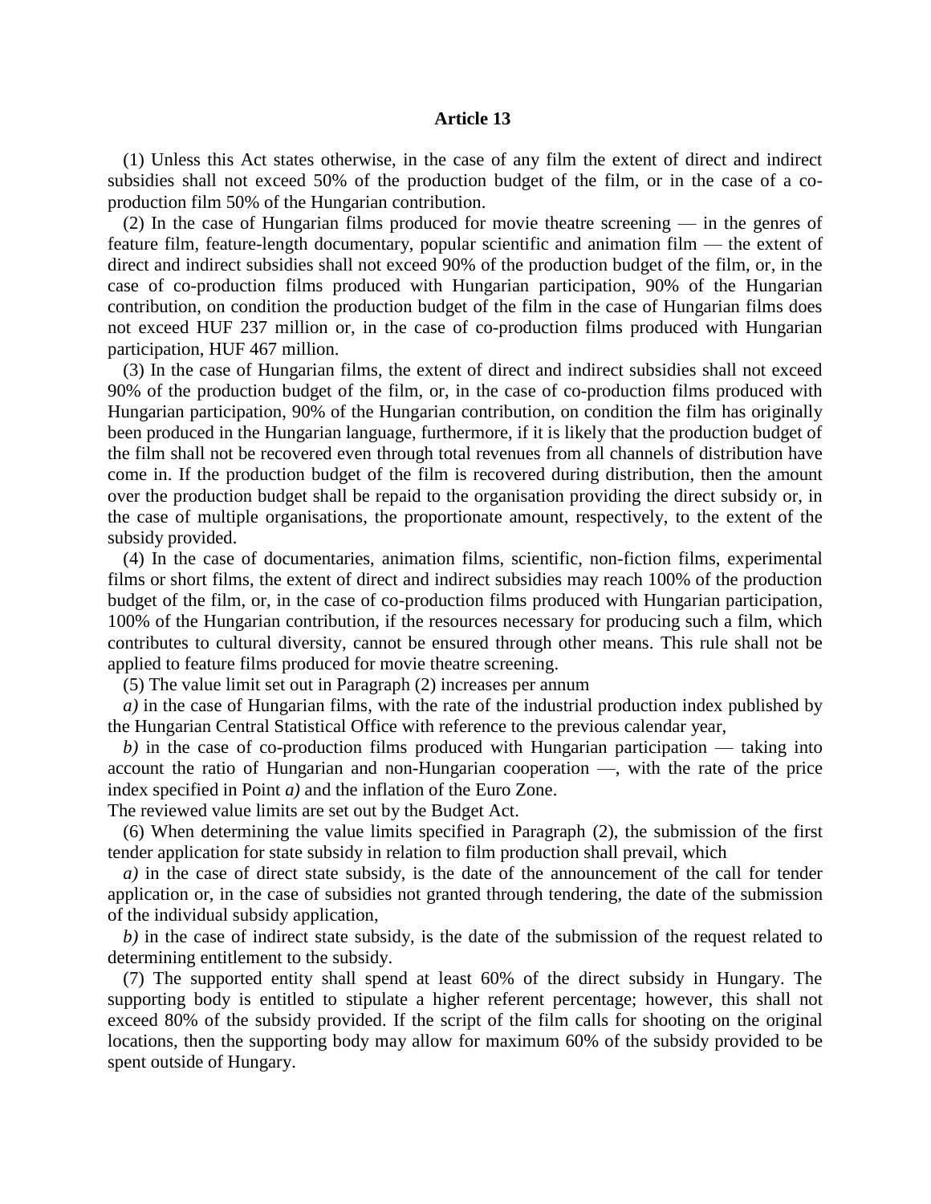### Article 13

(1) Unless this Act states otherwise, in the case of any film the extent of direct and indirect subsidies shall not exceed 50% of the production budget of the film, or in the case of a co-production film 50% of the Hungarian contribution.

(2) In the case of Hungarian films produced for movie theatre screening — in the genres of feature film, feature-length documentary, popular scientific and animation film — the extent of direct and indirect subsidies shall not exceed 90% of the production budget of the film, or, in the case of co-production films produced with Hungarian participation, 90% of the Hungarian contribution, on condition the production budget of the film in the case of Hungarian films does not exceed HUF 237 million or, in the case of co-production films produced with Hungarian participation, HUF 467 million.

(3) In the case of Hungarian films, the extent of direct and indirect subsidies shall not exceed 90% of the production budget of the film, or, in the case of co-production films produced with Hungarian participation, 90% of the Hungarian contribution, on condition the film has originally been produced in the Hungarian language, furthermore, if it is likely that the production budget of the film shall not be recovered even through total revenues from all channels of distribution have come in. If the production budget of the film is recovered during distribution, then the amount over the production budget shall be repaid to the organisation providing the direct subsidy or, in the case of multiple organisations, the proportionate amount, respectively, to the extent of the subsidy provided.

(4) In the case of documentaries, animation films, scientific, non-fiction films, experimental films or short films, the extent of direct and indirect subsidies may reach 100% of the production budget of the film, or, in the case of co-production films produced with Hungarian participation, 100% of the Hungarian contribution, if the resources necessary for producing such a film, which contributes to cultural diversity, cannot be ensured through other means. This rule shall not be applied to feature films produced for movie theatre screening.

(5) The value limit set out in Paragraph (2) increases per annum

*a)* in the case of Hungarian films, with the rate of the industrial production index published by the Hungarian Central Statistical Office with reference to the previous calendar year,

*b)* in the case of co-production films produced with Hungarian participation — taking into account the ratio of Hungarian and non-Hungarian cooperation —, with the rate of the price index specified in Point *a)* and the inflation of the Euro Zone.

The reviewed value limits are set out by the Budget Act.

(6) When determining the value limits specified in Paragraph (2), the submission of the first tender application for state subsidy in relation to film production shall prevail, which

*a)* in the case of direct state subsidy, is the date of the announcement of the call for tender application or, in the case of subsidies not granted through tendering, the date of the submission of the individual subsidy application,

*b)* in the case of indirect state subsidy, is the date of the submission of the request related to determining entitlement to the subsidy.

(7) The supported entity shall spend at least 60% of the direct subsidy in Hungary. The supporting body is entitled to stipulate a higher referent percentage; however, this shall not exceed 80% of the subsidy provided. If the script of the film calls for shooting on the original locations, then the supporting body may allow for maximum 60% of the subsidy provided to be spent outside of Hungary.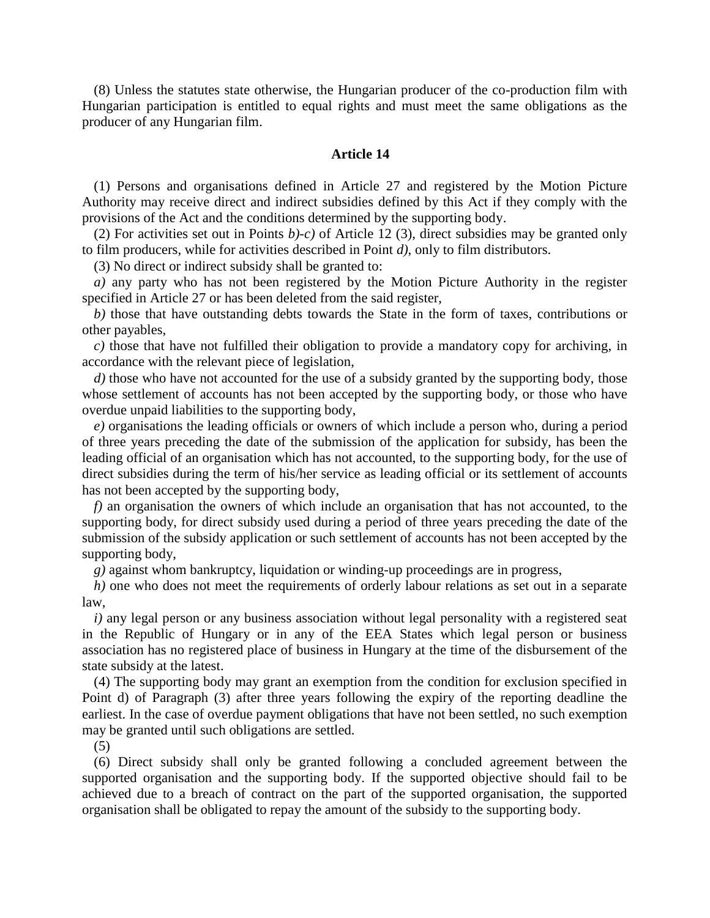(8) Unless the statutes state otherwise, the Hungarian producer of the co-production film with Hungarian participation is entitled to equal rights and must meet the same obligations as the producer of any Hungarian film.

### Article 14

(1) Persons and organisations defined in Article 27 and registered by the Motion Picture Authority may receive direct and indirect subsidies defined by this Act if they comply with the provisions of the Act and the conditions determined by the supporting body.

(2) For activities set out in Points *b)-c)* of Article 12 (3), direct subsidies may be granted only to film producers, while for activities described in Point *d)*, only to film distributors.

(3) No direct or indirect subsidy shall be granted to:

*a)* any party who has not been registered by the Motion Picture Authority in the register specified in Article 27 or has been deleted from the said register,

*b)* those that have outstanding debts towards the State in the form of taxes, contributions or other payables,

*c)* those that have not fulfilled their obligation to provide a mandatory copy for archiving, in accordance with the relevant piece of legislation,

*d)* those who have not accounted for the use of a subsidy granted by the supporting body, those whose settlement of accounts has not been accepted by the supporting body, or those who have overdue unpaid liabilities to the supporting body,

*e)* organisations the leading officials or owners of which include a person who, during a period of three years preceding the date of the submission of the application for subsidy, has been the leading official of an organisation which has not accounted, to the supporting body, for the use of direct subsidies during the term of his/her service as leading official or its settlement of accounts has not been accepted by the supporting body,

*f)* an organisation the owners of which include an organisation that has not accounted, to the supporting body, for direct subsidy used during a period of three years preceding the date of the submission of the subsidy application or such settlement of accounts has not been accepted by the supporting body,

*g)* against whom bankruptcy, liquidation or winding-up proceedings are in progress,

*h)* one who does not meet the requirements of orderly labour relations as set out in a separate law,

*i)* any legal person or any business association without legal personality with a registered seat in the Republic of Hungary or in any of the EEA States which legal person or business association has no registered place of business in Hungary at the time of the disbursement of the state subsidy at the latest.

(4) The supporting body may grant an exemption from the condition for exclusion specified in Point d) of Paragraph (3) after three years following the expiry of the reporting deadline the earliest. In the case of overdue payment obligations that have not been settled, no such exemption may be granted until such obligations are settled.

(5)

(6) Direct subsidy shall only be granted following a concluded agreement between the supported organisation and the supporting body. If the supported objective should fail to be achieved due to a breach of contract on the part of the supported organisation, the supported organisation shall be obligated to repay the amount of the subsidy to the supporting body.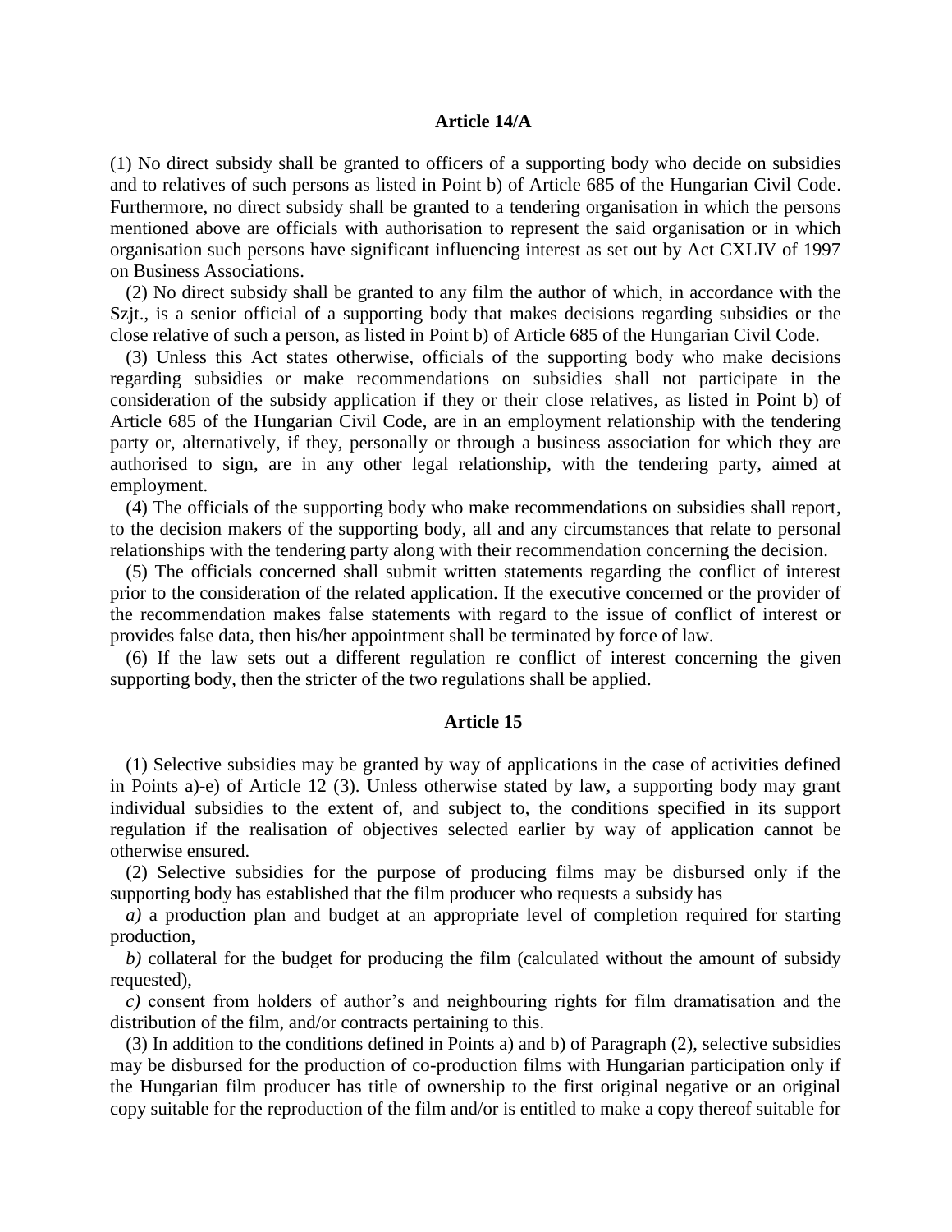### Article 14/A

(1) No direct subsidy shall be granted to officers of a supporting body who decide on subsidies and to relatives of such persons as listed in Point b) of Article 685 of the Hungarian Civil Code. Furthermore, no direct subsidy shall be granted to a tendering organisation in which the persons mentioned above are officials with authorisation to represent the said organisation or in which organisation such persons have significant influencing interest as set out by Act CXLIV of 1997 on Business Associations.

(2) No direct subsidy shall be granted to any film the author of which, in accordance with the Szjt., is a senior official of a supporting body that makes decisions regarding subsidies or the close relative of such a person, as listed in Point b) of Article 685 of the Hungarian Civil Code.

(3) Unless this Act states otherwise, officials of the supporting body who make decisions regarding subsidies or make recommendations on subsidies shall not participate in the consideration of the subsidy application if they or their close relatives, as listed in Point b) of Article 685 of the Hungarian Civil Code, are in an employment relationship with the tendering party or, alternatively, if they, personally or through a business association for which they are authorised to sign, are in any other legal relationship, with the tendering party, aimed at employment.

(4) The officials of the supporting body who make recommendations on subsidies shall report, to the decision makers of the supporting body, all and any circumstances that relate to personal relationships with the tendering party along with their recommendation concerning the decision.

(5) The officials concerned shall submit written statements regarding the conflict of interest prior to the consideration of the related application. If the executive concerned or the provider of the recommendation makes false statements with regard to the issue of conflict of interest or provides false data, then his/her appointment shall be terminated by force of law.

(6) If the law sets out a different regulation re conflict of interest concerning the given supporting body, then the stricter of the two regulations shall be applied.

### Article 15

(1) Selective subsidies may be granted by way of applications in the case of activities defined in Points a)-e) of Article 12 (3). Unless otherwise stated by law, a supporting body may grant individual subsidies to the extent of, and subject to, the conditions specified in its support regulation if the realisation of objectives selected earlier by way of application cannot be otherwise ensured.

(2) Selective subsidies for the purpose of producing films may be disbursed only if the supporting body has established that the film producer who requests a subsidy has

*a)* a production plan and budget at an appropriate level of completion required for starting production,

*b)* collateral for the budget for producing the film (calculated without the amount of subsidy requested),

*c)* consent from holders of author's and neighbouring rights for film dramatisation and the distribution of the film, and/or contracts pertaining to this.

(3) In addition to the conditions defined in Points a) and b) of Paragraph (2), selective subsidies may be disbursed for the production of co-production films with Hungarian participation only if the Hungarian film producer has title of ownership to the first original negative or an original copy suitable for the reproduction of the film and/or is entitled to make a copy thereof suitable for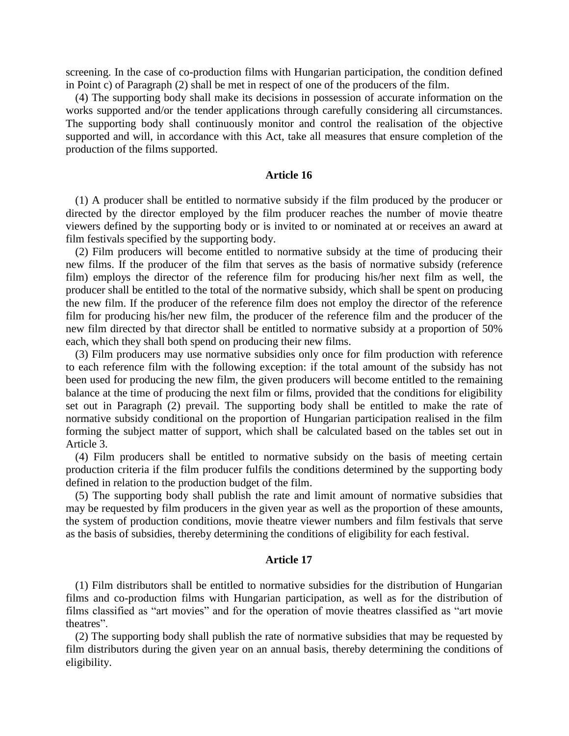screening. In the case of co-production films with Hungarian participation, the condition defined in Point c) of Paragraph (2) shall be met in respect of one of the producers of the film.

(4) The supporting body shall make its decisions in possession of accurate information on the works supported and/or the tender applications through carefully considering all circumstances. The supporting body shall continuously monitor and control the realisation of the objective supported and will, in accordance with this Act, take all measures that ensure completion of the production of the films supported.

### Article 16

(1) A producer shall be entitled to normative subsidy if the film produced by the producer or directed by the director employed by the film producer reaches the number of movie theatre viewers defined by the supporting body or is invited to or nominated at or receives an award at film festivals specified by the supporting body.

(2) Film producers will become entitled to normative subsidy at the time of producing their new films. If the producer of the film that serves as the basis of normative subsidy (reference film) employs the director of the reference film for producing his/her next film as well, the producer shall be entitled to the total of the normative subsidy, which shall be spent on producing the new film. If the producer of the reference film does not employ the director of the reference film for producing his/her new film, the producer of the reference film and the producer of the new film directed by that director shall be entitled to normative subsidy at a proportion of 50% each, which they shall both spend on producing their new films.

(3) Film producers may use normative subsidies only once for film production with reference to each reference film with the following exception: if the total amount of the subsidy has not been used for producing the new film, the given producers will become entitled to the remaining balance at the time of producing the next film or films, provided that the conditions for eligibility set out in Paragraph (2) prevail. The supporting body shall be entitled to make the rate of normative subsidy conditional on the proportion of Hungarian participation realised in the film forming the subject matter of support, which shall be calculated based on the tables set out in Article 3.

(4) Film producers shall be entitled to normative subsidy on the basis of meeting certain production criteria if the film producer fulfils the conditions determined by the supporting body defined in relation to the production budget of the film.

(5) The supporting body shall publish the rate and limit amount of normative subsidies that may be requested by film producers in the given year as well as the proportion of these amounts, the system of production conditions, movie theatre viewer numbers and film festivals that serve as the basis of subsidies, thereby determining the conditions of eligibility for each festival.

### Article 17

(1) Film distributors shall be entitled to normative subsidies for the distribution of Hungarian films and co-production films with Hungarian participation, as well as for the distribution of films classified as “art movies” and for the operation of movie theatres classified as “art movie theatres”.

(2) The supporting body shall publish the rate of normative subsidies that may be requested by film distributors during the given year on an annual basis, thereby determining the conditions of eligibility.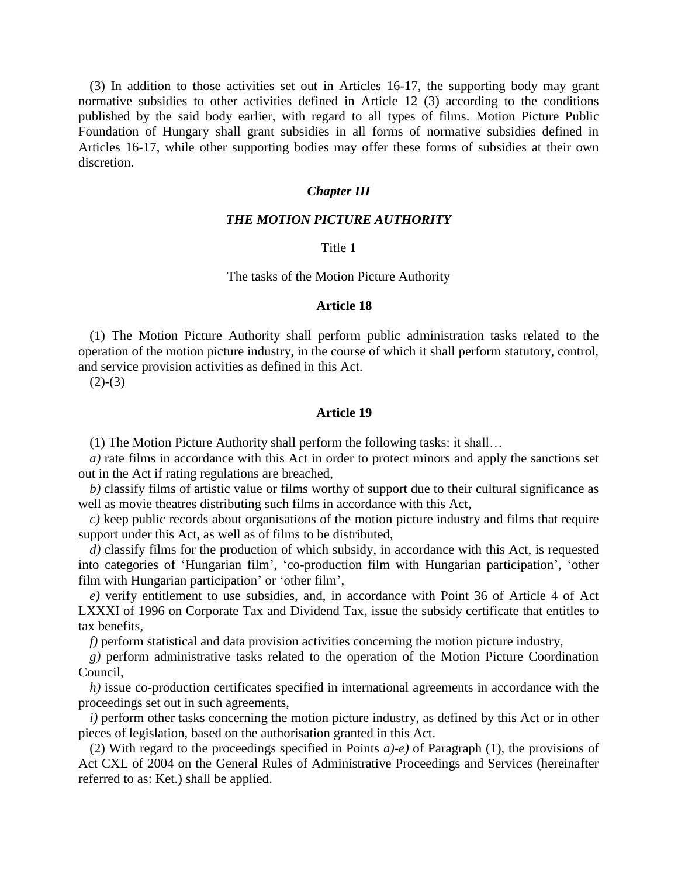(3) In addition to those activities set out in Articles 16-17, the supporting body may grant normative subsidies to other activities defined in Article 12 (3) according to the conditions published by the said body earlier, with regard to all types of films. Motion Picture Public Foundation of Hungary shall grant subsidies in all forms of normative subsidies defined in Articles 16-17, while other supporting bodies may offer these forms of subsidies at their own discretion.

## *Chapter III*

## *THE MOTION PICTURE AUTHORITY*

### Title 1

### The tasks of the Motion Picture Authority

#### Article 18

(1) The Motion Picture Authority shall perform public administration tasks related to the operation of the motion picture industry, in the course of which it shall perform statutory, control, and service provision activities as defined in this Act.

(2)-(3)

#### Article 19

(1) The Motion Picture Authority shall perform the following tasks: it shall…

*a)* rate films in accordance with this Act in order to protect minors and apply the sanctions set out in the Act if rating regulations are breached,

*b)* classify films of artistic value or films worthy of support due to their cultural significance as well as movie theatres distributing such films in accordance with this Act,

*c)* keep public records about organisations of the motion picture industry and films that require support under this Act, as well as of films to be distributed,

*d)* classify films for the production of which subsidy, in accordance with this Act, is requested into categories of 'Hungarian film', 'co-production film with Hungarian participation', 'other film with Hungarian participation' or 'other film',

*e)* verify entitlement to use subsidies, and, in accordance with Point 36 of Article 4 of Act LXXXI of 1996 on Corporate Tax and Dividend Tax, issue the subsidy certificate that entitles to tax benefits,

*f)* perform statistical and data provision activities concerning the motion picture industry,

*g)* perform administrative tasks related to the operation of the Motion Picture Coordination Council,

*h)* issue co-production certificates specified in international agreements in accordance with the proceedings set out in such agreements,

*i)* perform other tasks concerning the motion picture industry, as defined by this Act or in other pieces of legislation, based on the authorisation granted in this Act.

(2) With regard to the proceedings specified in Points *a)-e)* of Paragraph (1), the provisions of Act CXL of 2004 on the General Rules of Administrative Proceedings and Services (hereinafter referred to as: Ket.) shall be applied.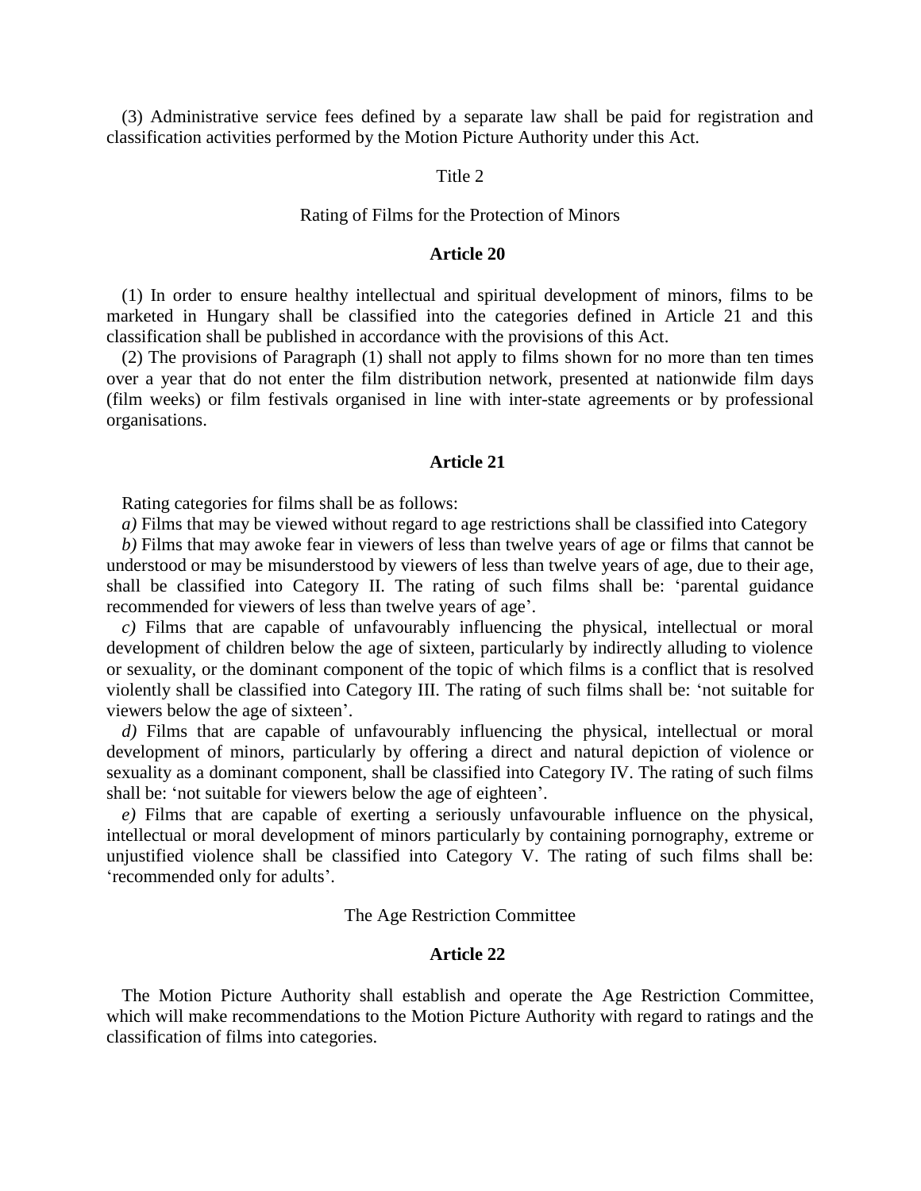(3) Administrative service fees defined by a separate law shall be paid for registration and classification activities performed by the Motion Picture Authority under this Act.

## Title 2

## Rating of Films for the Protection of Minors

### Article 20

(1) In order to ensure healthy intellectual and spiritual development of minors, films to be marketed in Hungary shall be classified into the categories defined in Article 21 and this classification shall be published in accordance with the provisions of this Act.

(2) The provisions of Paragraph (1) shall not apply to films shown for no more than ten times over a year that do not enter the film distribution network, presented at nationwide film days (film weeks) or film festivals organised in line with inter-state agreements or by professional organisations.

### Article 21

Rating categories for films shall be as follows:

*a)* Films that may be viewed without regard to age restrictions shall be classified into Category

*b)* Films that may awoke fear in viewers of less than twelve years of age or films that cannot be understood or may be misunderstood by viewers of less than twelve years of age, due to their age, shall be classified into Category II. The rating of such films shall be: 'parental guidance recommended for viewers of less than twelve years of age'.

*c)* Films that are capable of unfavourably influencing the physical, intellectual or moral development of children below the age of sixteen, particularly by indirectly alluding to violence or sexuality, or the dominant component of the topic of which films is a conflict that is resolved violently shall be classified into Category III. The rating of such films shall be: 'not suitable for viewers below the age of sixteen'.

*d)* Films that are capable of unfavourably influencing the physical, intellectual or moral development of minors, particularly by offering a direct and natural depiction of violence or sexuality as a dominant component, shall be classified into Category IV. The rating of such films shall be: 'not suitable for viewers below the age of eighteen'.

*e)* Films that are capable of exerting a seriously unfavourable influence on the physical, intellectual or moral development of minors particularly by containing pornography, extreme or unjustified violence shall be classified into Category V. The rating of such films shall be: 'recommended only for adults'.

## The Age Restriction Committee

### Article 22

The Motion Picture Authority shall establish and operate the Age Restriction Committee, which will make recommendations to the Motion Picture Authority with regard to ratings and the classification of films into categories.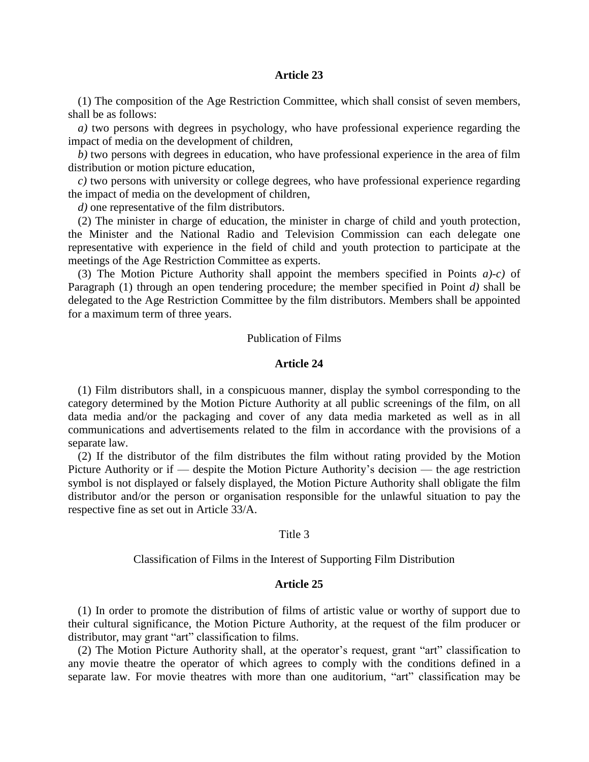## Article 23

(1) The composition of the Age Restriction Committee, which shall consist of seven members, shall be as follows:

*a)* two persons with degrees in psychology, who have professional experience regarding the impact of media on the development of children,

*b)* two persons with degrees in education, who have professional experience in the area of film distribution or motion picture education,

*c)* two persons with university or college degrees, who have professional experience regarding the impact of media on the development of children,

*d)* one representative of the film distributors.

(2) The minister in charge of education, the minister in charge of child and youth protection, the Minister and the National Radio and Television Commission can each delegate one representative with experience in the field of child and youth protection to participate at the meetings of the Age Restriction Committee as experts.

(3) The Motion Picture Authority shall appoint the members specified in Points *a)-c)* of Paragraph (1) through an open tendering procedure; the member specified in Point *d)* shall be delegated to the Age Restriction Committee by the film distributors. Members shall be appointed for a maximum term of three years.

Publication of Films

## Article 24

(1) Film distributors shall, in a conspicuous manner, display the symbol corresponding to the category determined by the Motion Picture Authority at all public screenings of the film, on all data media and/or the packaging and cover of any data media marketed as well as in all communications and advertisements related to the film in accordance with the provisions of a separate law.

(2) If the distributor of the film distributes the film without rating provided by the Motion Picture Authority or if — despite the Motion Picture Authority's decision — the age restriction symbol is not displayed or falsely displayed, the Motion Picture Authority shall obligate the film distributor and/or the person or organisation responsible for the unlawful situation to pay the respective fine as set out in Article 33/A.

Title 3

Classification of Films in the Interest of Supporting Film Distribution

## Article 25

(1) In order to promote the distribution of films of artistic value or worthy of support due to their cultural significance, the Motion Picture Authority, at the request of the film producer or distributor, may grant "art" classification to films.

(2) The Motion Picture Authority shall, at the operator's request, grant "art" classification to any movie theatre the operator of which agrees to comply with the conditions defined in a separate law. For movie theatres with more than one auditorium, "art" classification may be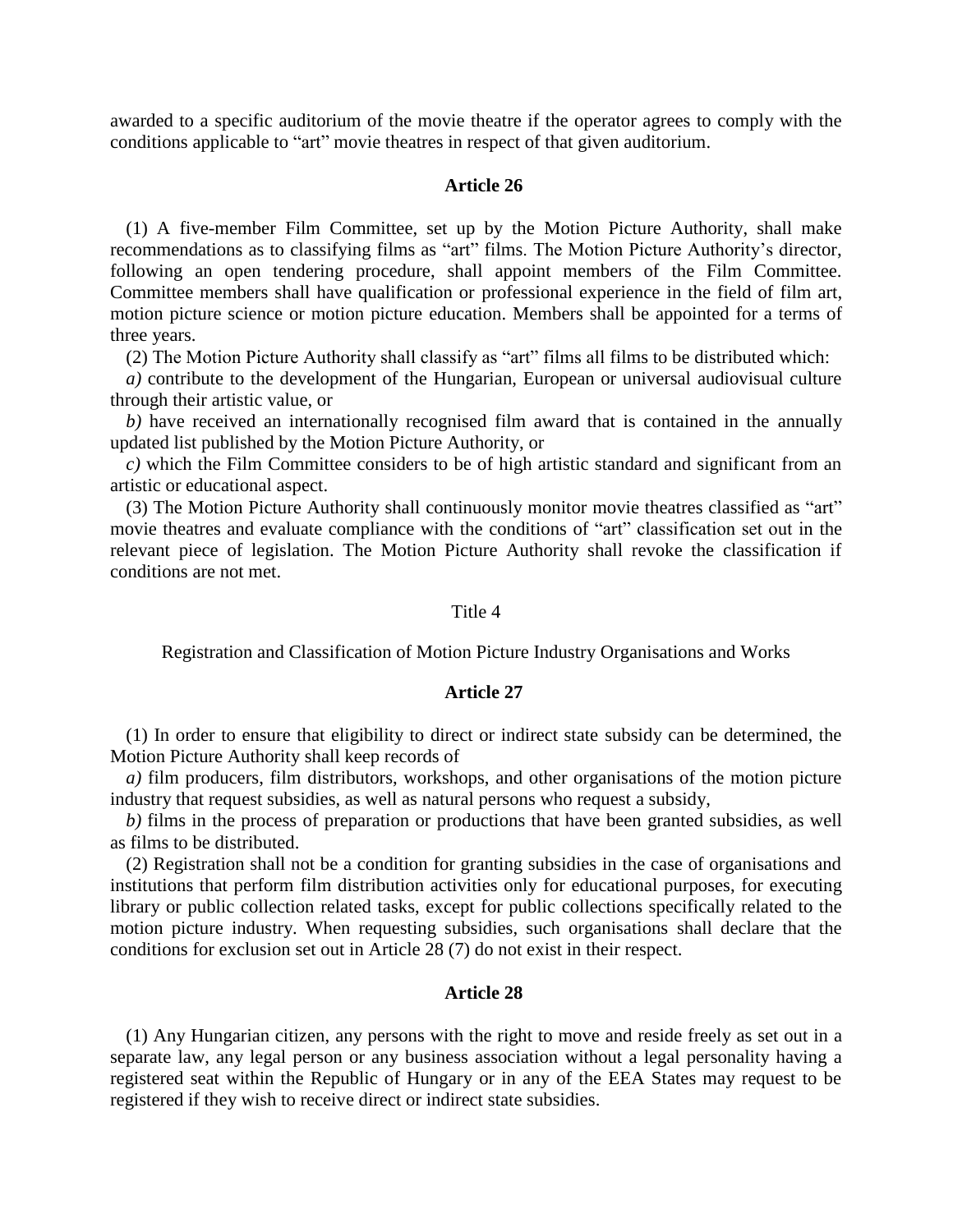awarded to a specific auditorium of the movie theatre if the operator agrees to comply with the conditions applicable to "art" movie theatres in respect of that given auditorium.

### Article 26

(1) A five-member Film Committee, set up by the Motion Picture Authority, shall make recommendations as to classifying films as "art" films. The Motion Picture Authority's director, following an open tendering procedure, shall appoint members of the Film Committee. Committee members shall have qualification or professional experience in the field of film art, motion picture science or motion picture education. Members shall be appointed for a terms of three years.

(2) The Motion Picture Authority shall classify as "art" films all films to be distributed which:

*a)* contribute to the development of the Hungarian, European or universal audiovisual culture through their artistic value, or

*b)* have received an internationally recognised film award that is contained in the annually updated list published by the Motion Picture Authority, or

*c)* which the Film Committee considers to be of high artistic standard and significant from an artistic or educational aspect.

(3) The Motion Picture Authority shall continuously monitor movie theatres classified as "art" movie theatres and evaluate compliance with the conditions of "art" classification set out in the relevant piece of legislation. The Motion Picture Authority shall revoke the classification if conditions are not met.

## Title 4

## Registration and Classification of Motion Picture Industry Organisations and Works

### Article 27

(1) In order to ensure that eligibility to direct or indirect state subsidy can be determined, the Motion Picture Authority shall keep records of

*a)* film producers, film distributors, workshops, and other organisations of the motion picture industry that request subsidies, as well as natural persons who request a subsidy,

*b)* films in the process of preparation or productions that have been granted subsidies, as well as films to be distributed.

(2) Registration shall not be a condition for granting subsidies in the case of organisations and institutions that perform film distribution activities only for educational purposes, for executing library or public collection related tasks, except for public collections specifically related to the motion picture industry. When requesting subsidies, such organisations shall declare that the conditions for exclusion set out in Article 28 (7) do not exist in their respect.

### Article 28

(1) Any Hungarian citizen, any persons with the right to move and reside freely as set out in a separate law, any legal person or any business association without a legal personality having a registered seat within the Republic of Hungary or in any of the EEA States may request to be registered if they wish to receive direct or indirect state subsidies.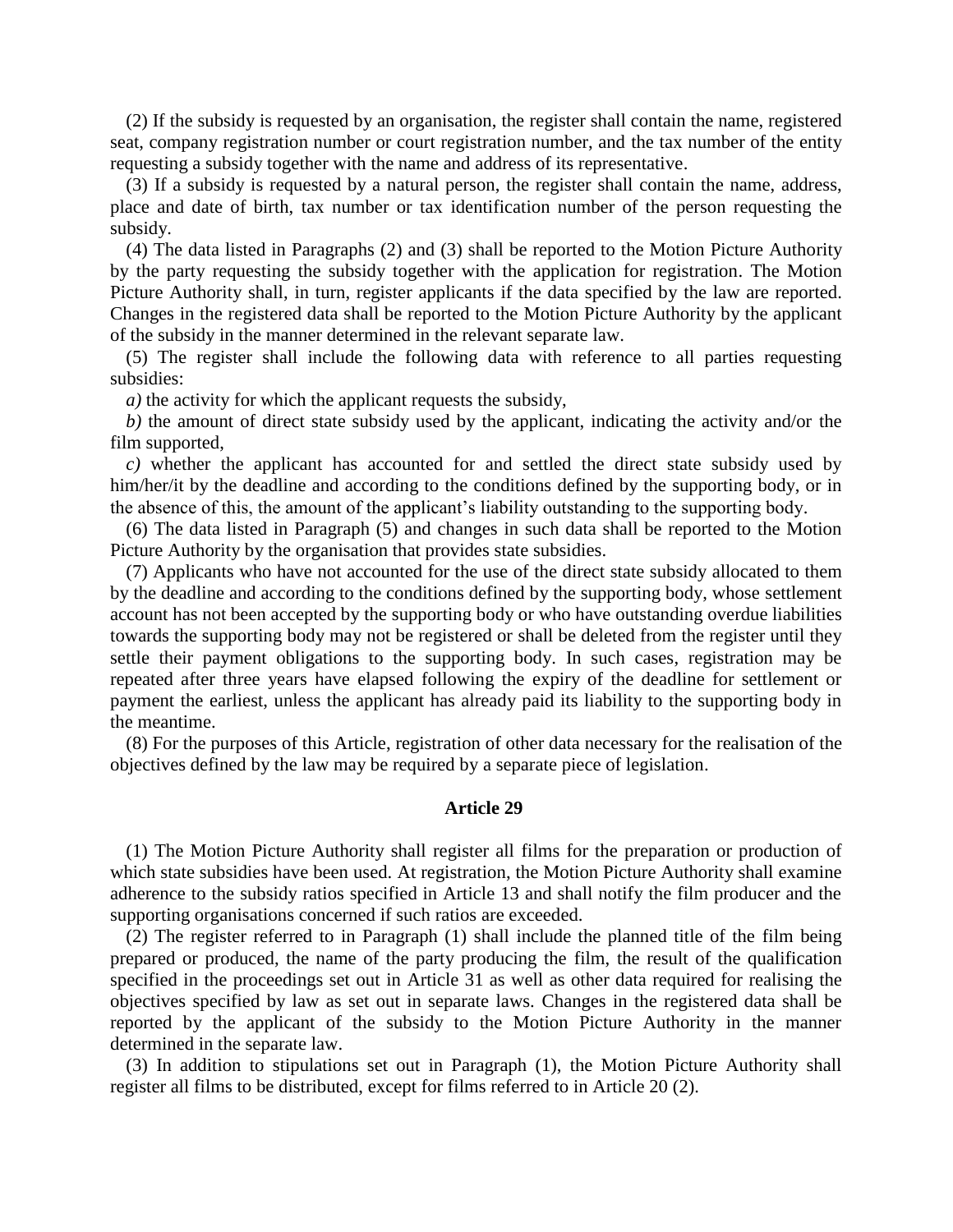(2) If the subsidy is requested by an organisation, the register shall contain the name, registered seat, company registration number or court registration number, and the tax number of the entity requesting a subsidy together with the name and address of its representative.

(3) If a subsidy is requested by a natural person, the register shall contain the name, address, place and date of birth, tax number or tax identification number of the person requesting the subsidy.

(4) The data listed in Paragraphs (2) and (3) shall be reported to the Motion Picture Authority by the party requesting the subsidy together with the application for registration. The Motion Picture Authority shall, in turn, register applicants if the data specified by the law are reported. Changes in the registered data shall be reported to the Motion Picture Authority by the applicant of the subsidy in the manner determined in the relevant separate law.

(5) The register shall include the following data with reference to all parties requesting subsidies:

*a)* the activity for which the applicant requests the subsidy,

*b)* the amount of direct state subsidy used by the applicant, indicating the activity and/or the film supported,

*c)* whether the applicant has accounted for and settled the direct state subsidy used by him/her/it by the deadline and according to the conditions defined by the supporting body, or in the absence of this, the amount of the applicant's liability outstanding to the supporting body.

(6) The data listed in Paragraph (5) and changes in such data shall be reported to the Motion Picture Authority by the organisation that provides state subsidies.

(7) Applicants who have not accounted for the use of the direct state subsidy allocated to them by the deadline and according to the conditions defined by the supporting body, whose settlement account has not been accepted by the supporting body or who have outstanding overdue liabilities towards the supporting body may not be registered or shall be deleted from the register until they settle their payment obligations to the supporting body. In such cases, registration may be repeated after three years have elapsed following the expiry of the deadline for settlement or payment the earliest, unless the applicant has already paid its liability to the supporting body in the meantime.

(8) For the purposes of this Article, registration of other data necessary for the realisation of the objectives defined by the law may be required by a separate piece of legislation.

### Article 29

(1) The Motion Picture Authority shall register all films for the preparation or production of which state subsidies have been used. At registration, the Motion Picture Authority shall examine adherence to the subsidy ratios specified in Article 13 and shall notify the film producer and the supporting organisations concerned if such ratios are exceeded.

(2) The register referred to in Paragraph (1) shall include the planned title of the film being prepared or produced, the name of the party producing the film, the result of the qualification specified in the proceedings set out in Article 31 as well as other data required for realising the objectives specified by law as set out in separate laws. Changes in the registered data shall be reported by the applicant of the subsidy to the Motion Picture Authority in the manner determined in the separate law.

(3) In addition to stipulations set out in Paragraph (1), the Motion Picture Authority shall register all films to be distributed, except for films referred to in Article 20 (2).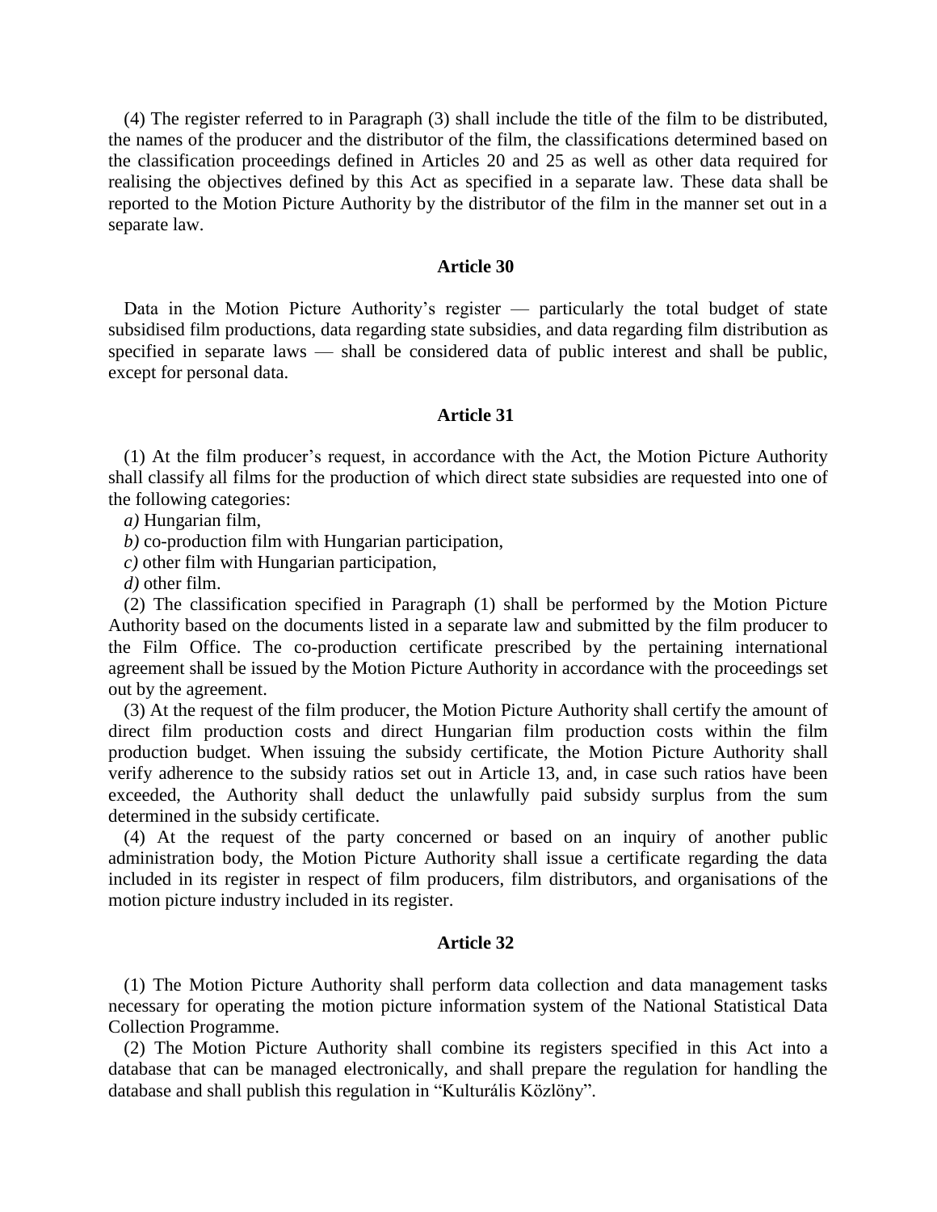(4) The register referred to in Paragraph (3) shall include the title of the film to be distributed, the names of the producer and the distributor of the film, the classifications determined based on the classification proceedings defined in Articles 20 and 25 as well as other data required for realising the objectives defined by this Act as specified in a separate law. These data shall be reported to the Motion Picture Authority by the distributor of the film in the manner set out in a separate law.

### Article 30

Data in the Motion Picture Authority's register — particularly the total budget of state subsidised film productions, data regarding state subsidies, and data regarding film distribution as specified in separate laws — shall be considered data of public interest and shall be public, except for personal data.

### Article 31

(1) At the film producer's request, in accordance with the Act, the Motion Picture Authority shall classify all films for the production of which direct state subsidies are requested into one of the following categories:

*a)* Hungarian film,

*b)* co-production film with Hungarian participation,

*c)* other film with Hungarian participation,

*d)* other film.

(2) The classification specified in Paragraph (1) shall be performed by the Motion Picture Authority based on the documents listed in a separate law and submitted by the film producer to the Film Office. The co-production certificate prescribed by the pertaining international agreement shall be issued by the Motion Picture Authority in accordance with the proceedings set out by the agreement.

(3) At the request of the film producer, the Motion Picture Authority shall certify the amount of direct film production costs and direct Hungarian film production costs within the film production budget. When issuing the subsidy certificate, the Motion Picture Authority shall verify adherence to the subsidy ratios set out in Article 13, and, in case such ratios have been exceeded, the Authority shall deduct the unlawfully paid subsidy surplus from the sum determined in the subsidy certificate.

(4) At the request of the party concerned or based on an inquiry of another public administration body, the Motion Picture Authority shall issue a certificate regarding the data included in its register in respect of film producers, film distributors, and organisations of the motion picture industry included in its register.

### Article 32

(1) The Motion Picture Authority shall perform data collection and data management tasks necessary for operating the motion picture information system of the National Statistical Data Collection Programme.

(2) The Motion Picture Authority shall combine its registers specified in this Act into a database that can be managed electronically, and shall prepare the regulation for handling the database and shall publish this regulation in "Kulturális Közlöny".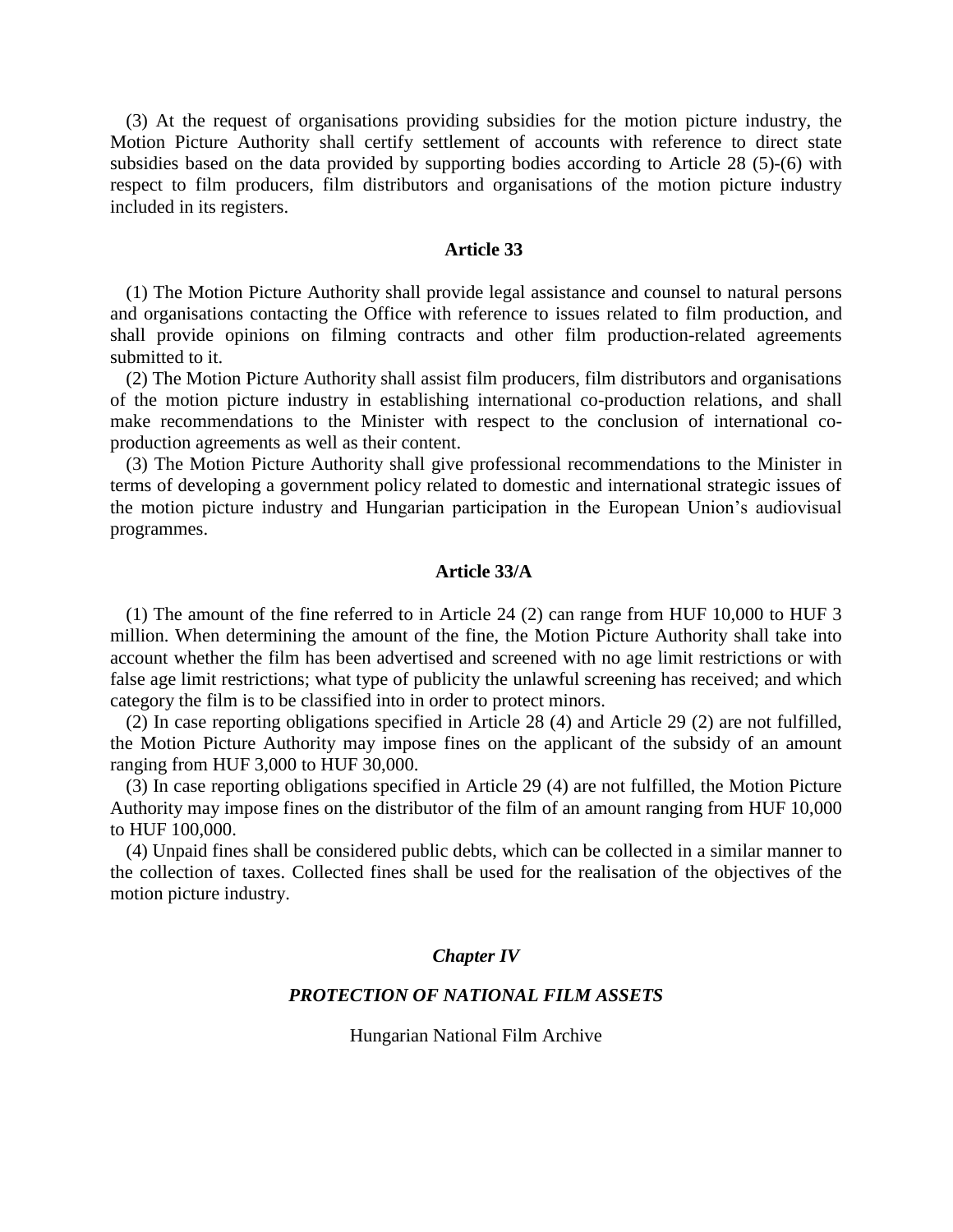(3) At the request of organisations providing subsidies for the motion picture industry, the Motion Picture Authority shall certify settlement of accounts with reference to direct state subsidies based on the data provided by supporting bodies according to Article 28 (5)-(6) with respect to film producers, film distributors and organisations of the motion picture industry included in its registers.

### Article 33

(1) The Motion Picture Authority shall provide legal assistance and counsel to natural persons and organisations contacting the Office with reference to issues related to film production, and shall provide opinions on filming contracts and other film production-related agreements submitted to it.

(2) The Motion Picture Authority shall assist film producers, film distributors and organisations of the motion picture industry in establishing international co-production relations, and shall make recommendations to the Minister with respect to the conclusion of international co-production agreements as well as their content.

(3) The Motion Picture Authority shall give professional recommendations to the Minister in terms of developing a government policy related to domestic and international strategic issues of the motion picture industry and Hungarian participation in the European Union's audiovisual programmes.

### Article 33/A

(1) The amount of the fine referred to in Article 24 (2) can range from HUF 10,000 to HUF 3 million. When determining the amount of the fine, the Motion Picture Authority shall take into account whether the film has been advertised and screened with no age limit restrictions or with false age limit restrictions; what type of publicity the unlawful screening has received; and which category the film is to be classified into in order to protect minors.

(2) In case reporting obligations specified in Article 28 (4) and Article 29 (2) are not fulfilled, the Motion Picture Authority may impose fines on the applicant of the subsidy of an amount ranging from HUF 3,000 to HUF 30,000.

(3) In case reporting obligations specified in Article 29 (4) are not fulfilled, the Motion Picture Authority may impose fines on the distributor of the film of an amount ranging from HUF 10,000 to HUF 100,000.

(4) Unpaid fines shall be considered public debts, which can be collected in a similar manner to the collection of taxes. Collected fines shall be used for the realisation of the objectives of the motion picture industry.

## *Chapter IV*

## *PROTECTION OF NATIONAL FILM ASSETS*

Hungarian National Film Archive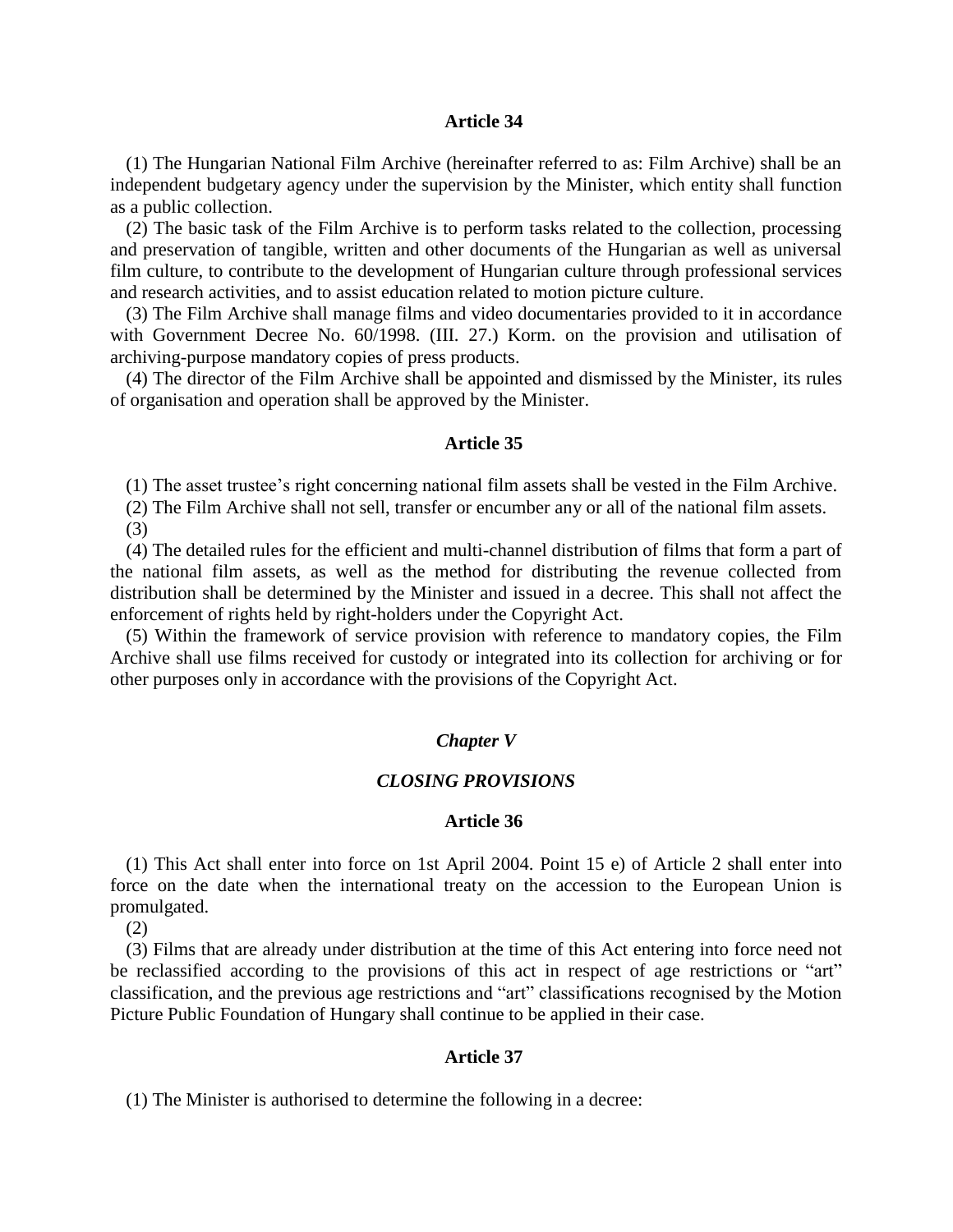### Article 34

(1) The Hungarian National Film Archive (hereinafter referred to as: Film Archive) shall be an independent budgetary agency under the supervision by the Minister, which entity shall function as a public collection.

(2) The basic task of the Film Archive is to perform tasks related to the collection, processing and preservation of tangible, written and other documents of the Hungarian as well as universal film culture, to contribute to the development of Hungarian culture through professional services and research activities, and to assist education related to motion picture culture.

(3) The Film Archive shall manage films and video documentaries provided to it in accordance with Government Decree No. 60/1998. (III. 27.) Korm. on the provision and utilisation of archiving-purpose mandatory copies of press products.

(4) The director of the Film Archive shall be appointed and dismissed by the Minister, its rules of organisation and operation shall be approved by the Minister.

### Article 35

(1) The asset trustee's right concerning national film assets shall be vested in the Film Archive.

(2) The Film Archive shall not sell, transfer or encumber any or all of the national film assets.

(3)

(4) The detailed rules for the efficient and multi-channel distribution of films that form a part of the national film assets, as well as the method for distributing the revenue collected from distribution shall be determined by the Minister and issued in a decree. This shall not affect the enforcement of rights held by right-holders under the Copyright Act.

(5) Within the framework of service provision with reference to mandatory copies, the Film Archive shall use films received for custody or integrated into its collection for archiving or for other purposes only in accordance with the provisions of the Copyright Act.

## *Chapter V*

## *CLOSING PROVISIONS*

### Article 36

(1) This Act shall enter into force on 1st April 2004. Point 15 e) of Article 2 shall enter into force on the date when the international treaty on the accession to the European Union is promulgated.

(2)

(3) Films that are already under distribution at the time of this Act entering into force need not be reclassified according to the provisions of this act in respect of age restrictions or "art" classification, and the previous age restrictions and "art" classifications recognised by the Motion Picture Public Foundation of Hungary shall continue to be applied in their case.

### Article 37

(1) The Minister is authorised to determine the following in a decree: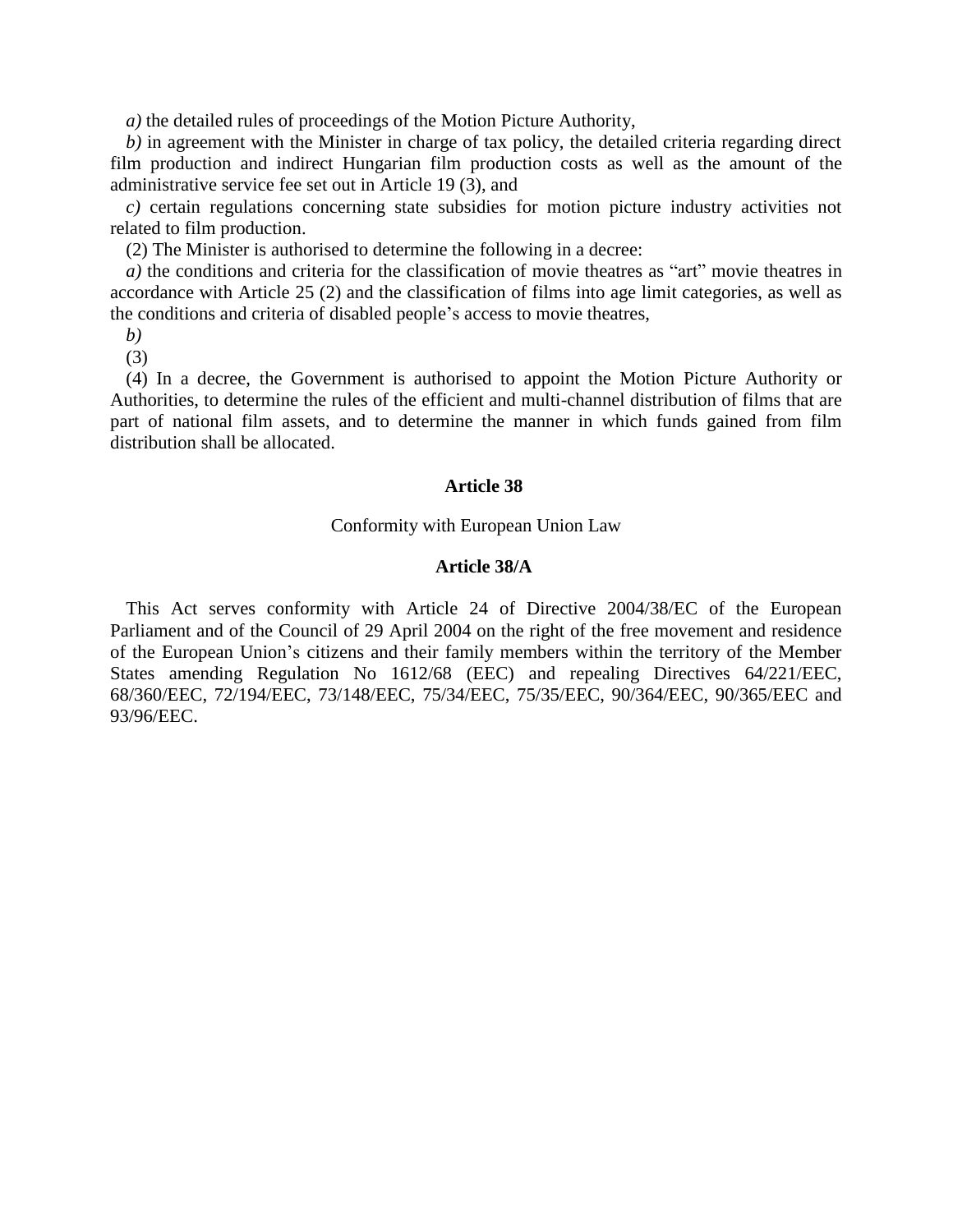*a)* the detailed rules of proceedings of the Motion Picture Authority,

*b)* in agreement with the Minister in charge of tax policy, the detailed criteria regarding direct film production and indirect Hungarian film production costs as well as the amount of the administrative service fee set out in Article 19 (3), and

*c)* certain regulations concerning state subsidies for motion picture industry activities not related to film production.

(2) The Minister is authorised to determine the following in a decree:

*a)* the conditions and criteria for the classification of movie theatres as "art" movie theatres in accordance with Article 25 (2) and the classification of films into age limit categories, as well as the conditions and criteria of disabled people's access to movie theatres,

*b)*

(3)

(4) In a decree, the Government is authorised to appoint the Motion Picture Authority or Authorities, to determine the rules of the efficient and multi-channel distribution of films that are part of national film assets, and to determine the manner in which funds gained from film distribution shall be allocated.

**Article 38**

Conformity with European Union Law

**Article 38/A**

This Act serves conformity with Article 24 of Directive 2004/38/EC of the European Parliament and of the Council of 29 April 2004 on the right of the free movement and residence of the European Union's citizens and their family members within the territory of the Member States amending Regulation No 1612/68 (EEC) and repealing Directives 64/221/EEC, 68/360/EEC, 72/194/EEC, 73/148/EEC, 75/34/EEC, 75/35/EEC, 90/364/EEC, 90/365/EEC and 93/96/EEC.